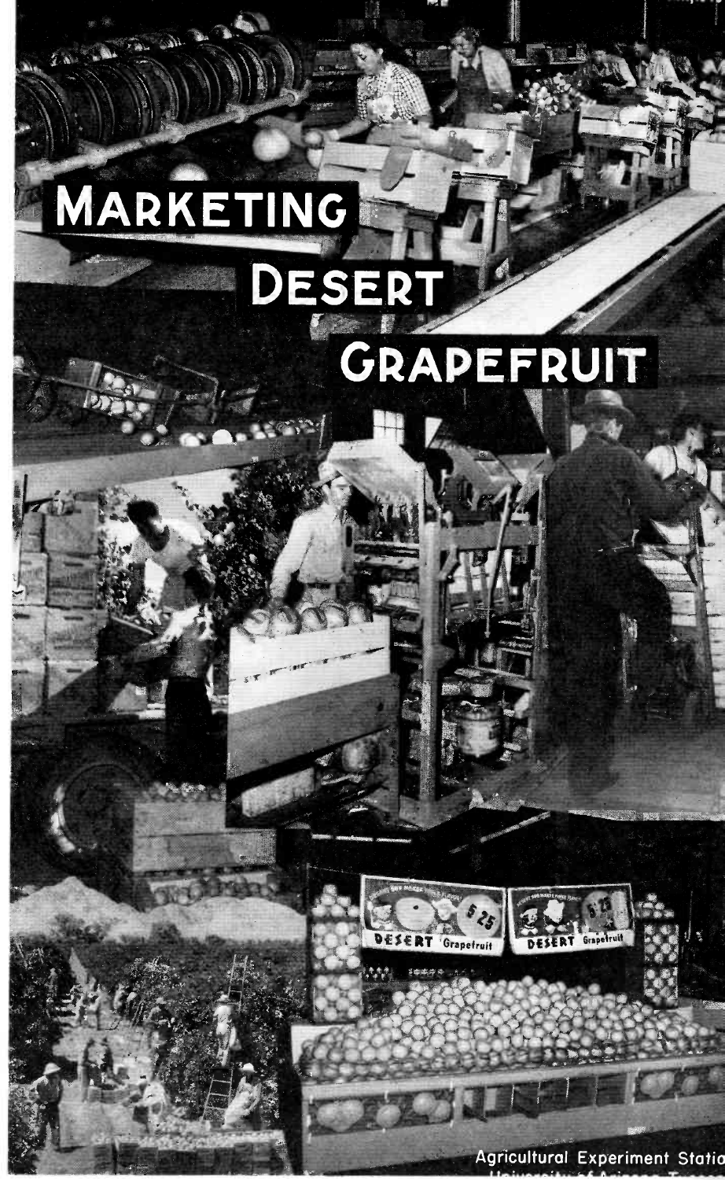# Marketing Desert Grapefruit

Agricultural Experiment Station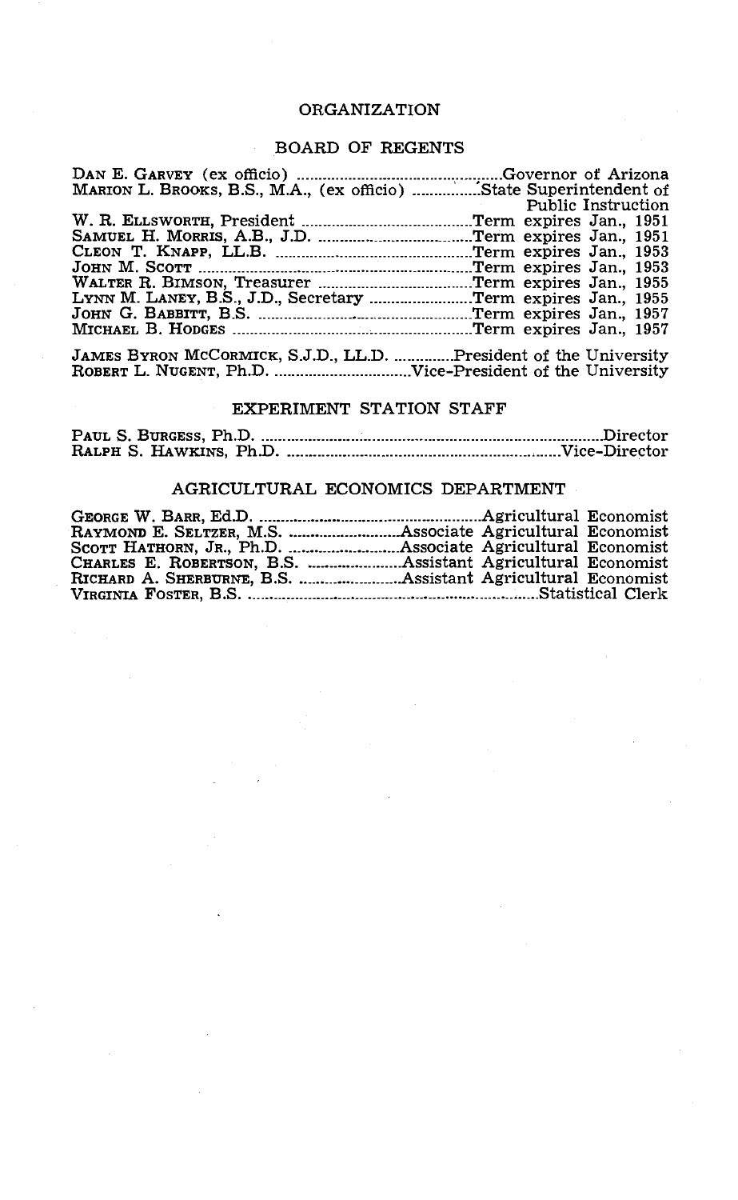# ORGANIZATION

## BOARD OF REGENTS

| | |
|---|---|
| DAN E. GARVEY (ex officio) | Governor of Arizona |
| MARION L. BROOKS, B.S., M.A., (ex officio) | State Superintendent of Public Instruction |
| W. R. ELLSWORTH, President | Term expires Jan., 1951 |
| SAMUEL H. MORRIS, A.B., J.D. | Term expires Jan., 1951 |
| CLEON T. KNAPP, LL.B. | Term expires Jan., 1953 |
| JOHN M. SCOTT | Term expires Jan., 1953 |
| WALTER R. BIMSON, Treasurer | Term expires Jan., 1955 |
| LYNN M. LANEY, B.S., J.D., Secretary | Term expires Jan., 1955 |
| JOHN G. BABBITT, B.S. | Term expires Jan., 1957 |
| MICHAEL B. HODGES | Term expires Jan., 1957 |

| | |
|---|---|
| JAMES BYRON MCCORMICK, S.J.D., LL.D. | President of the University |
| ROBERT L. NUGENT, Ph.D. | Vice-President of the University |

## EXPERIMENT STATION STAFF

| | |
|---|---|
| PAUL S. BURGESS, Ph.D. | Director |
| RALPH S. HAWKINS, Ph.D. | Vice-Director |

## AGRICULTURAL ECONOMICS DEPARTMENT

| | |
|---|---|
| GEORGE W. BARR, Ed.D. | Agricultural Economist |
| RAYMOND E. SELTZER, M.S. | Associate Agricultural Economist |
| SCOTT HATHORN, JR., Ph.D. | Associate Agricultural Economist |
| CHARLES E. ROBERTSON, B.S. | Assistant Agricultural Economist |
| RICHARD A. SHERBURNE, B.S. | Assistant Agricultural Economist |
| VIRGINIA FOSTER, B.S. | Statistical Clerk |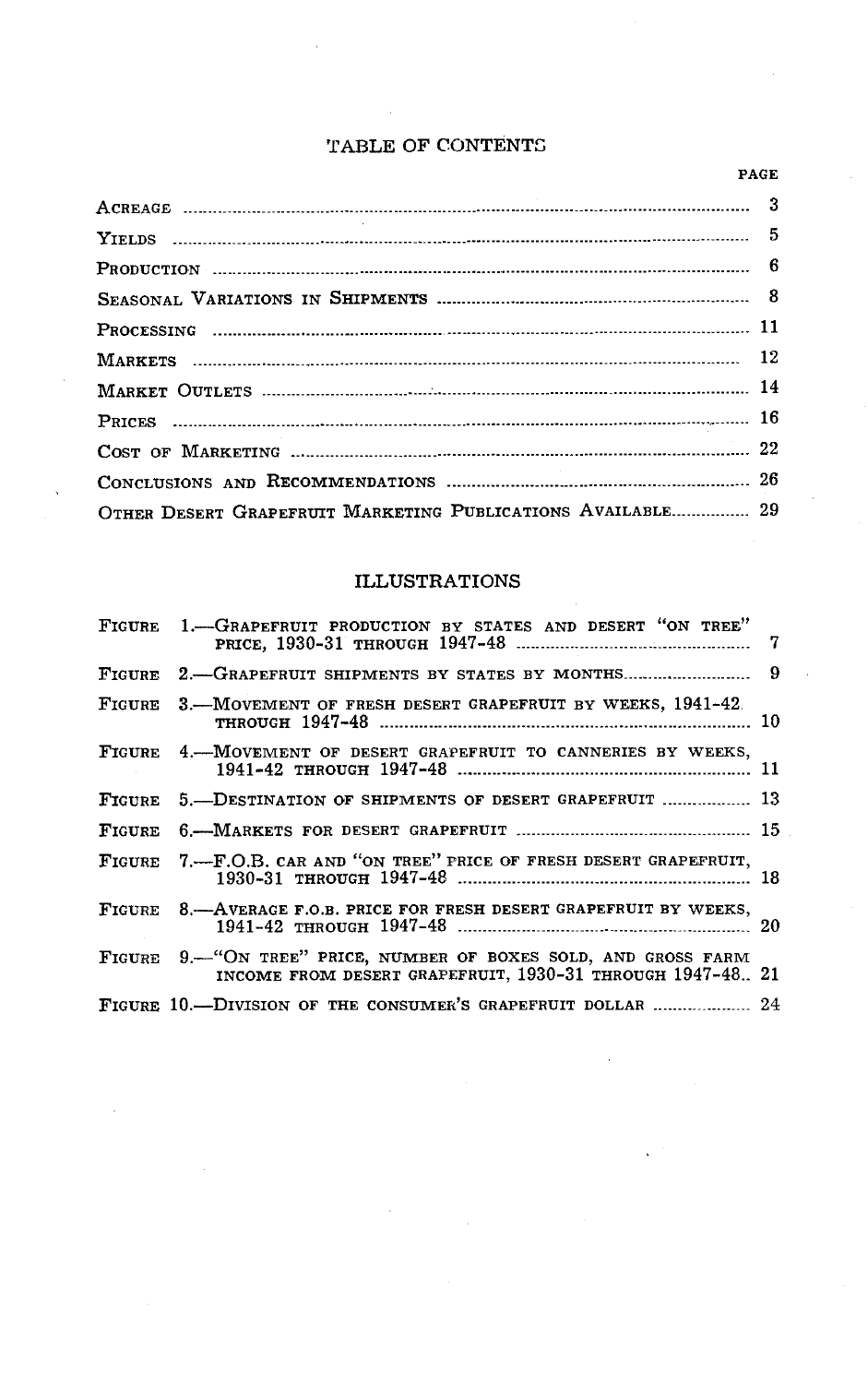# TABLE OF CONTENTS

| | PAGE |
|---|---|
| Acreage | 3 |
| Yields | 5 |
| Production | 6 |
| Seasonal Variations in Shipments | 8 |
| Processing | 11 |
| Markets | 12 |
| Market Outlets | 14 |
| Prices | 16 |
| Cost of Marketing | 22 |
| Conclusions and Recommendations | 26 |
| Other Desert Grapefruit Marketing Publications Available | 29 |

# ILLUSTRATIONS

| | |
|---|---|
| Figure 1.—Grapefruit production by states and desert "on tree" price, 1930-31 through 1947-48 | 7 |
| Figure 2.—Grapefruit shipments by states by months | 9 |
| Figure 3.—Movement of fresh desert grapefruit by weeks, 1941-42 through 1947-48 | 10 |
| Figure 4.—Movement of desert grapefruit to canneries by weeks, 1941-42 through 1947-48 | 11 |
| Figure 5.—Destination of shipments of desert grapefruit | 13 |
| Figure 6.—Markets for desert grapefruit | 15 |
| Figure 7.—F.O.B. car and "on tree" price of fresh desert grapefruit, 1930-31 through 1947-48 | 18 |
| Figure 8.—Average f.o.b. price for fresh desert grapefruit by weeks, 1941-42 through 1947-48 | 20 |
| Figure 9.—"On tree" price, number of boxes sold, and gross farm income from desert grapefruit, 1930-31 through 1947-48 | 21 |
| Figure 10.—Division of the consumer's grapefruit dollar | 24 |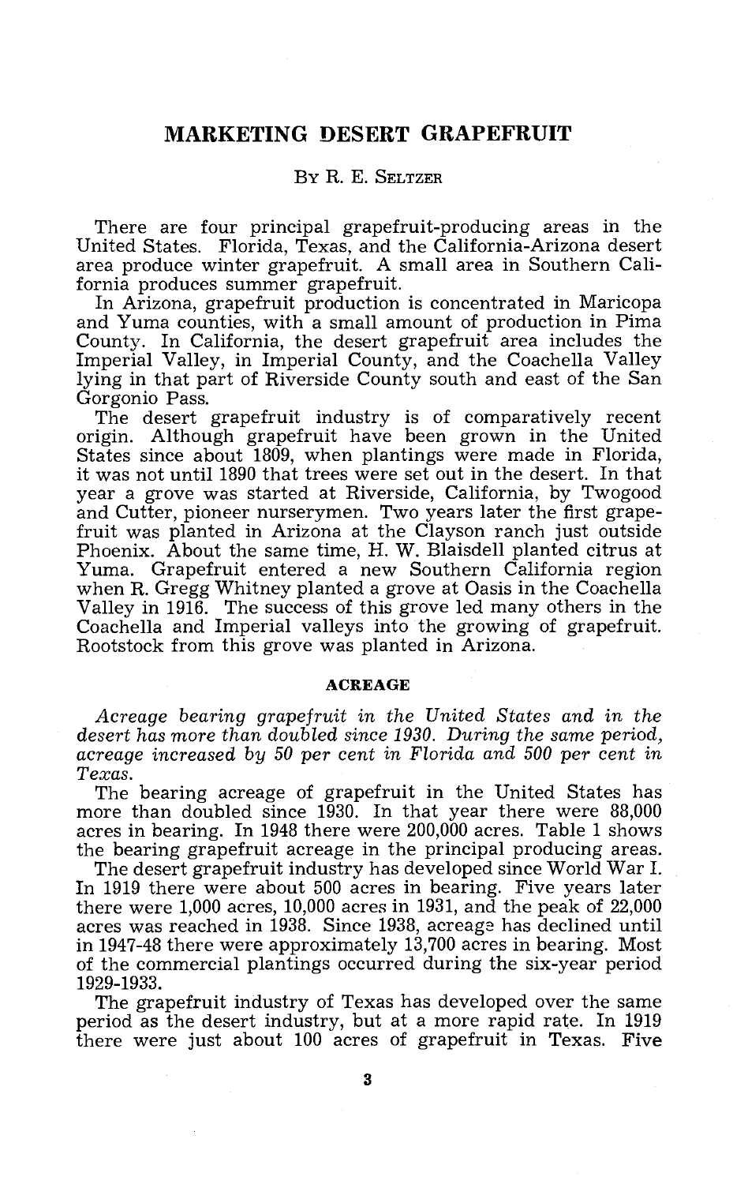# MARKETING DESERT GRAPEFRUIT

By R. E. Seltzer

There are four principal grapefruit-producing areas in the United States. Florida, Texas, and the California-Arizona desert area produce winter grapefruit. A small area in Southern California produces summer grapefruit.

In Arizona, grapefruit production is concentrated in Maricopa and Yuma counties, with a small amount of production in Pima County. In California, the desert grapefruit area includes the Imperial Valley, in Imperial County, and the Coachella Valley lying in that part of Riverside County south and east of the San Gorgonio Pass.

The desert grapefruit industry is of comparatively recent origin. Although grapefruit have been grown in the United States since about 1809, when plantings were made in Florida, it was not until 1890 that trees were set out in the desert. In that year a grove was started at Riverside, California, by Twogood and Cutter, pioneer nurserymen. Two years later the first grapefruit was planted in Arizona at the Clayson ranch just outside Phoenix. About the same time, H. W. Blaisdell planted citrus at Yuma. Grapefruit entered a new Southern California region when R. Gregg Whitney planted a grove at Oasis in the Coachella Valley in 1916. The success of this grove led many others in the Coachella and Imperial valleys into the growing of grapefruit. Rootstock from this grove was planted in Arizona.

## ACREAGE

*Acreage bearing grapefruit in the United States and in the desert has more than doubled since 1930. During the same period, acreage increased by 50 per cent in Florida and 500 per cent in Texas.*

The bearing acreage of grapefruit in the United States has more than doubled since 1930. In that year there were 88,000 acres in bearing. In 1948 there were 200,000 acres. Table 1 shows the bearing grapefruit acreage in the principal producing areas.

The desert grapefruit industry has developed since World War I. In 1919 there were about 500 acres in bearing. Five years later there were 1,000 acres, 10,000 acres in 1931, and the peak of 22,000 acres was reached in 1938. Since 1938, acreage has declined until in 1947-48 there were approximately 13,700 acres in bearing. Most of the commercial plantings occurred during the six-year period 1929-1933.

The grapefruit industry of Texas has developed over the same period as the desert industry, but at a more rapid rate. In 1919 there were just about 100 acres of grapefruit in Texas. Five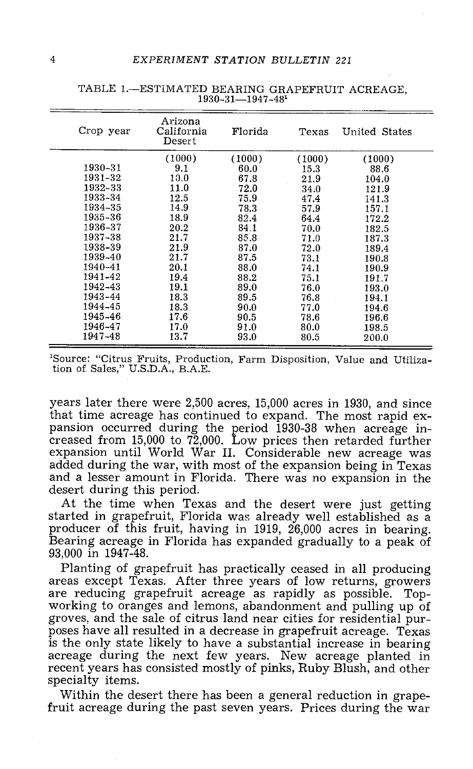TABLE 1.—ESTIMATED BEARING GRAPEFRUIT ACREAGE, 1930-31—1947-48[1]

| Crop year | Arizona California Desert | Florida | Texas | United States |
|---|---|---|---|---|
| | (1000) | (1000) | (1000) | (1000) |
| 1930-31 | 9.1 | 60.0 | 15.3 | 88.6 |
| 1931-32 | 10.0 | 67.8 | 21.9 | 104.0 |
| 1932-33 | 11.0 | 72.0 | 34.0 | 121.9 |
| 1933-34 | 12.5 | 75.9 | 47.4 | 141.3 |
| 1934-35 | 14.9 | 78.3 | 57.9 | 157.1 |
| 1935-36 | 18.9 | 82.4 | 64.4 | 172.2 |
| 1936-37 | 20.2 | 84.1 | 70.0 | 182.5 |
| 1937-38 | 21.7 | 85.8 | 71.0 | 187.3 |
| 1938-39 | 21.9 | 87.0 | 72.0 | 189.4 |
| 1939-40 | 21.7 | 87.5 | 73.1 | 190.8 |
| 1940-41 | 20.1 | 88.0 | 74.1 | 190.9 |
| 1941-42 | 19.4 | 88.2 | 75.1 | 191.7 |
| 1942-43 | 19.1 | 89.0 | 76.0 | 193.0 |
| 1943-44 | 18.3 | 89.5 | 76.8 | 194.1 |
| 1944-45 | 18.3 | 90.0 | 77.0 | 194.6 |
| 1945-46 | 17.6 | 90.5 | 78.6 | 196.6 |
| 1946-47 | 17.0 | 91.0 | 80.0 | 198.5 |
| 1947-48 | 13.7 | 93.0 | 80.5 | 200.0 |

[1]Source: "Citrus Fruits, Production, Farm Disposition, Value and Utilization of Sales," U.S.D.A., B.A.E.

years later there were 2,500 acres, 15,000 acres in 1930, and since that time acreage has continued to expand. The most rapid expansion occurred during the period 1930-38 when acreage increased from 15,000 to 72,000. Low prices then retarded further expansion until World War II. Considerable new acreage was added during the war, with most of the expansion being in Texas and a lesser amount in Florida. There was no expansion in the desert during this period.

At the time when Texas and the desert were just getting started in grapefruit, Florida was already well established as a producer of this fruit, having in 1919, 26,000 acres in bearing. Bearing acreage in Florida has expanded gradually to a peak of 93,000 in 1947-48.

Planting of grapefruit has practically ceased in all producing areas except Texas. After three years of low returns, growers are reducing grapefruit acreage as rapidly as possible. Top-working to oranges and lemons, abandonment and pulling up of groves, and the sale of citrus land near cities for residential purposes have all resulted in a decrease in grapefruit acreage. Texas is the only state likely to have a substantial increase in bearing acreage during the next few years. New acreage planted in recent years has consisted mostly of pinks, Ruby Blush, and other specialty items.

Within the desert there has been a general reduction in grapefruit acreage during the past seven years. Prices during the war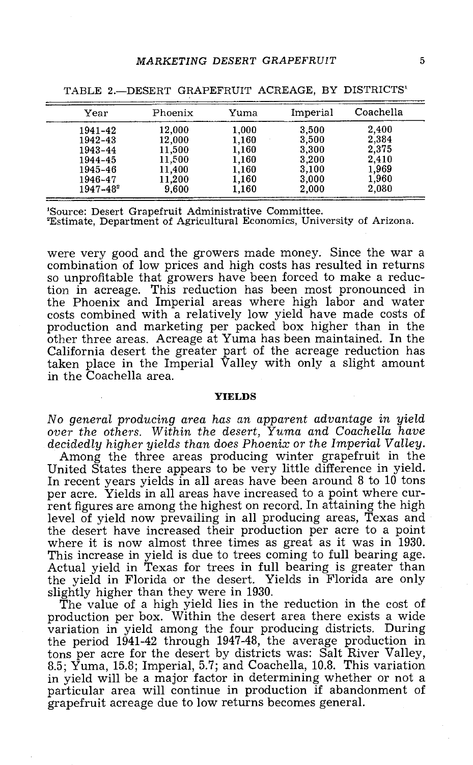TABLE 2.—DESERT GRAPEFRUIT ACREAGE, BY DISTRICTS[1]

| Year | Phoenix | Yuma | Imperial | Coachella |
|---|---|---|---|---|
| 1941-42 | 12,000 | 1,000 | 3,500 | 2,400 |
| 1942-43 | 12,000 | 1,160 | 3,500 | 2,384 |
| 1943-44 | 11,500 | 1,160 | 3,300 | 2,375 |
| 1944-45 | 11,500 | 1,160 | 3,200 | 2,410 |
| 1945-46 | 11,400 | 1,160 | 3,100 | 1,969 |
| 1946-47 | 11,200 | 1,160 | 3,000 | 1,960 |
| 1947-48[2] | 9,600 | 1,160 | 2,000 | 2,080 |

[1]Source: Desert Grapefruit Administrative Committee.
[2]Estimate, Department of Agricultural Economics, University of Arizona.

were very good and the growers made money. Since the war a combination of low prices and high costs has resulted in returns so unprofitable that growers have been forced to make a reduction in acreage. This reduction has been most pronounced in the Phoenix and Imperial areas where high labor and water costs combined with a relatively low yield have made costs of production and marketing per packed box higher than in the other three areas. Acreage at Yuma has been maintained. In the California desert the greater part of the acreage reduction has taken place in the Imperial Valley with only a slight amount in the Coachella area.

## YIELDS

*No general producing area has an apparent advantage in yield over the others. Within the desert, Yuma and Coachella have decidedly higher yields than does Phoenix or the Imperial Valley.*

Among the three areas producing winter grapefruit in the United States there appears to be very little difference in yield. In recent years yields in all areas have been around 8 to 10 tons per acre. Yields in all areas have increased to a point where current figures are among the highest on record. In attaining the high level of yield now prevailing in all producing areas, Texas and the desert have increased their production per acre to a point where it is now almost three times as great as it was in 1930. This increase in yield is due to trees coming to full bearing age. Actual yield in Texas for trees in full bearing is greater than the yield in Florida or the desert. Yields in Florida are only slightly higher than they were in 1930.

The value of a high yield lies in the reduction in the cost of production per box. Within the desert area there exists a wide variation in yield among the four producing districts. During the period 1941-42 through 1947-48, the average production in tons per acre for the desert by districts was: Salt River Valley, 8.5; Yuma, 15.8; Imperial, 5.7; and Coachella, 10.8. This variation in yield will be a major factor in determining whether or not a particular area will continue in production if abandonment of grapefruit acreage due to low returns becomes general.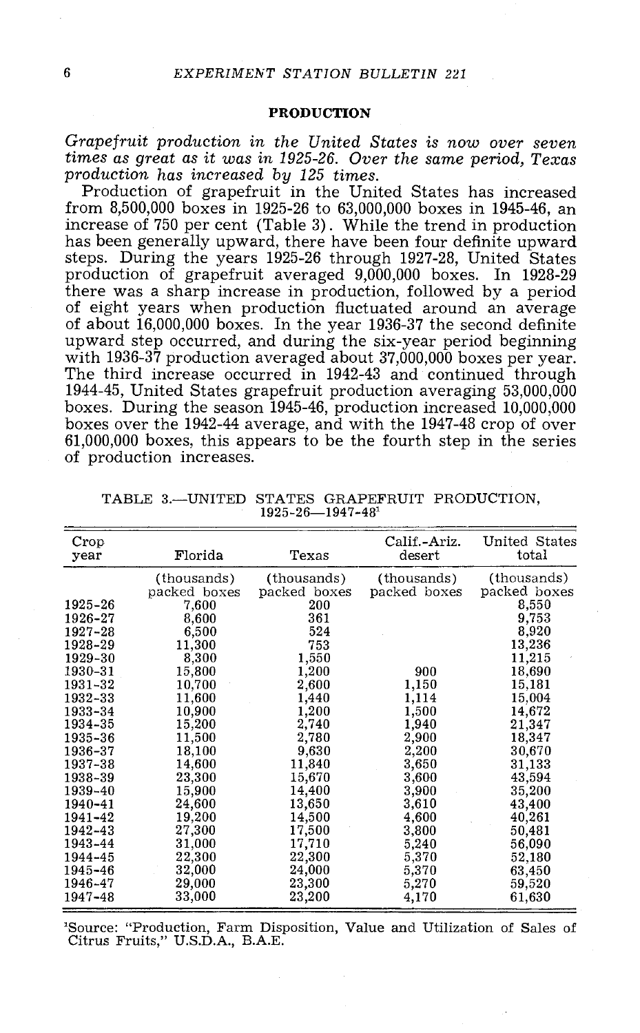## PRODUCTION

*Grapefruit production in the United States is now over seven times as great as it was in 1925-26. Over the same period, Texas production has increased by 125 times.*

Production of grapefruit in the United States has increased from 8,500,000 boxes in 1925-26 to 63,000,000 boxes in 1945-46, an increase of 750 per cent (Table 3). While the trend in production has been generally upward, there have been four definite upward steps. During the years 1925-26 through 1927-28, United States production of grapefruit averaged 9,000,000 boxes. In 1928-29 there was a sharp increase in production, followed by a period of eight years when production fluctuated around an average of about 16,000,000 boxes. In the year 1936-37 the second definite upward step occurred, and during the six-year period beginning with 1936-37 production averaged about 37,000,000 boxes per year. The third increase occurred in 1942-43 and continued through 1944-45, United States grapefruit production averaging 53,000,000 boxes. During the season 1945-46, production increased 10,000,000 boxes over the 1942-44 average, and with the 1947-48 crop of over 61,000,000 boxes, this appears to be the fourth step in the series of production increases.

TABLE 3.—UNITED STATES GRAPEFRUIT PRODUCTION, 1925-26—1947-48[1]

| Crop year | Florida | Texas | Calif.-Ariz. desert | United States total |
|---|---|---|---|---|
| | (thousands) packed boxes | (thousands) packed boxes | (thousands) packed boxes | (thousands) packed boxes |
| 1925-26 | 7,600 | 200 | | 8,550 |
| 1926-27 | 8,600 | 361 | | 9,753 |
| 1927-28 | 6,500 | 524 | | 8,920 |
| 1928-29 | 11,300 | 753 | | 13,236 |
| 1929-30 | 8,300 | 1,550 | | 11,215 |
| 1930-31 | 15,800 | 1,200 | 900 | 18,690 |
| 1931-32 | 10,700 | 2,600 | 1,150 | 15,181 |
| 1932-33 | 11,600 | 1,440 | 1,114 | 15,004 |
| 1933-34 | 10,900 | 1,200 | 1,500 | 14,672 |
| 1934-35 | 15,200 | 2,740 | 1,940 | 21,347 |
| 1935-36 | 11,500 | 2,780 | 2,900 | 18,347 |
| 1936-37 | 18,100 | 9,630 | 2,200 | 30,670 |
| 1937-38 | 14,600 | 11,840 | 3,650 | 31,133 |
| 1938-39 | 23,300 | 15,670 | 3,600 | 43,594 |
| 1939-40 | 15,900 | 14,400 | 3,900 | 35,200 |
| 1940-41 | 24,600 | 13,650 | 3,610 | 43,400 |
| 1941-42 | 19,200 | 14,500 | 4,600 | 40,261 |
| 1942-43 | 27,300 | 17,500 | 3,800 | 50,481 |
| 1943-44 | 31,000 | 17,710 | 5,240 | 56,090 |
| 1944-45 | 22,300 | 22,300 | 5,370 | 52,180 |
| 1945-46 | 32,000 | 24,000 | 5,370 | 63,450 |
| 1946-47 | 29,000 | 23,300 | 5,270 | 59,520 |
| 1947-48 | 33,000 | 23,200 | 4,170 | 61,630 |

[1]Source: "Production, Farm Disposition, Value and Utilization of Sales of Citrus Fruits," U.S.D.A., B.A.E.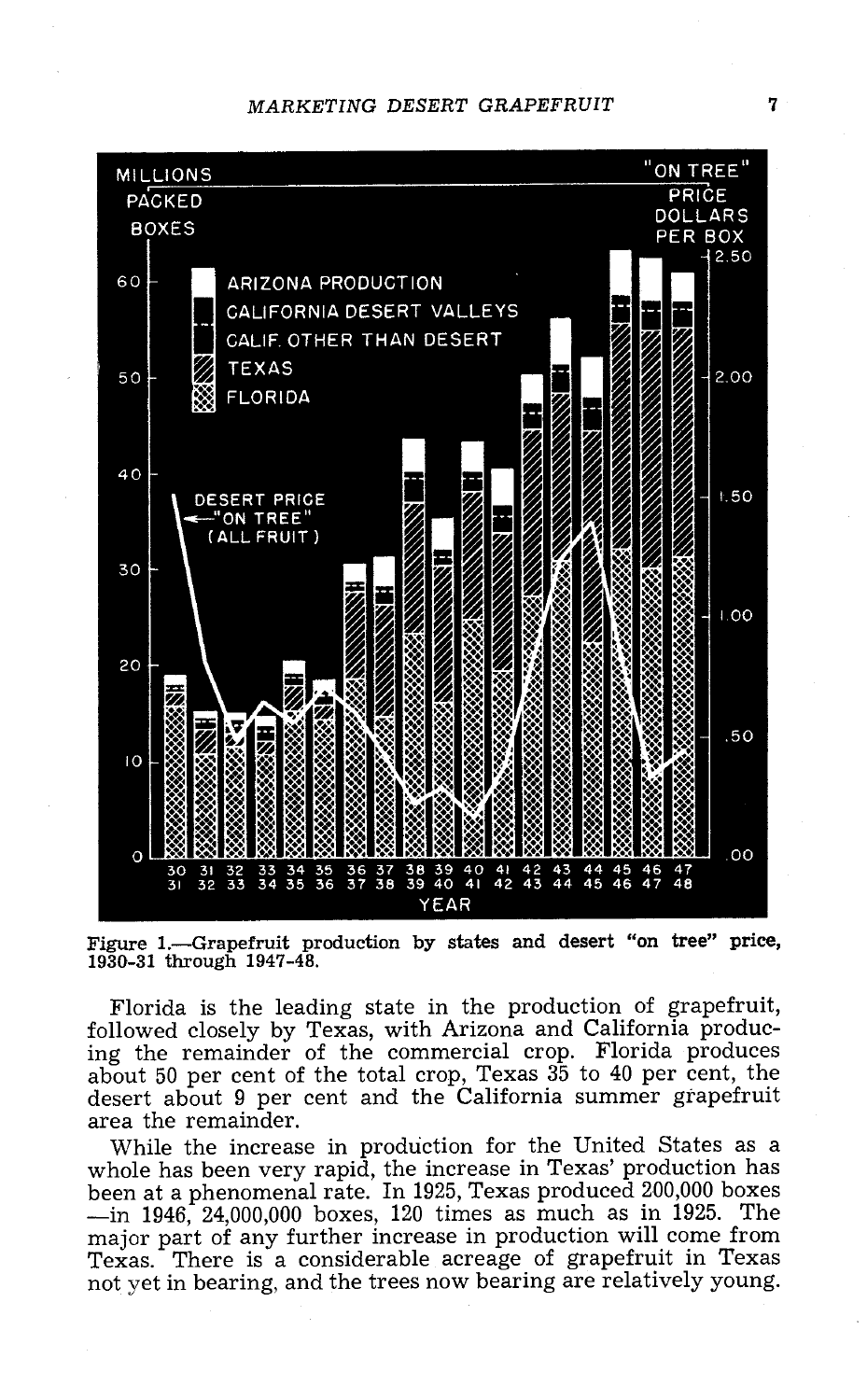Figure 1.—Grapefruit production by states and desert "on tree" price, 1930-31 through 1947-48.

Florida is the leading state in the production of grapefruit, followed closely by Texas, with Arizona and California producing the remainder of the commercial crop. Florida produces about 50 per cent of the total crop, Texas 35 to 40 per cent, the desert about 9 per cent and the California summer grapefruit area the remainder.

While the increase in production for the United States as a whole has been very rapid, the increase in Texas' production has been at a phenomenal rate. In 1925, Texas produced 200,000 boxes —in 1946, 24,000,000 boxes, 120 times as much as in 1925. The major part of any further increase in production will come from Texas. There is a considerable acreage of grapefruit in Texas not yet in bearing, and the trees now bearing are relatively young.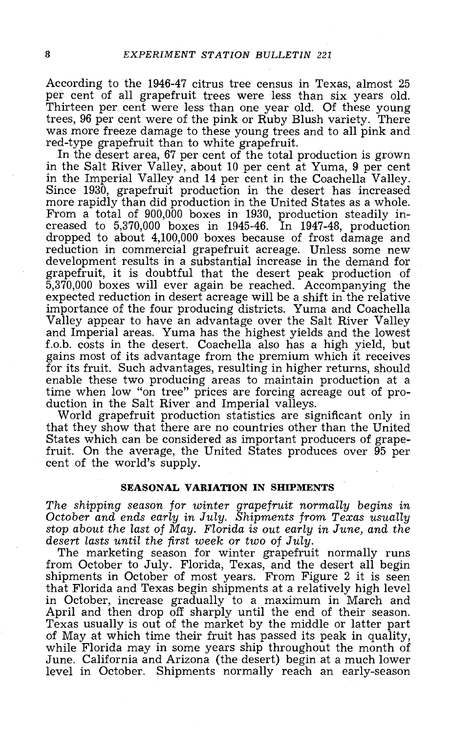According to the 1946-47 citrus tree census in Texas, almost 25 per cent of all grapefruit trees were less than six years old. Thirteen per cent were less than one year old. Of these young trees, 96 per cent were of the pink or Ruby Blush variety. There was more freeze damage to these young trees and to all pink and red-type grapefruit than to white grapefruit.

In the desert area, 67 per cent of the total production is grown in the Salt River Valley, about 10 per cent at Yuma, 9 per cent in the Imperial Valley and 14 per cent in the Coachella Valley. Since 1930, grapefruit production in the desert has increased more rapidly than did production in the United States as a whole. From a total of 900,000 boxes in 1930, production steadily increased to 5,370,000 boxes in 1945-46. In 1947-48, production dropped to about 4,100,000 boxes because of frost damage and reduction in commercial grapefruit acreage. Unless some new development results in a substantial increase in the demand for grapefruit, it is doubtful that the desert peak production of 5,370,000 boxes will ever again be reached. Accompanying the expected reduction in desert acreage will be a shift in the relative importance of the four producing districts. Yuma and Coachella Valley appear to have an advantage over the Salt River Valley and Imperial areas. Yuma has the highest yields and the lowest f.o.b. costs in the desert. Coachella also has a high yield, but gains most of its advantage from the premium which it receives for its fruit. Such advantages, resulting in higher returns, should enable these two producing areas to maintain production at a time when low "on tree" prices are forcing acreage out of production in the Salt River and Imperial valleys.

World grapefruit production statistics are significant only in that they show that there are no countries other than the United States which can be considered as important producers of grapefruit. On the average, the United States produces over 95 per cent of the world's supply.

## SEASONAL VARIATION IN SHIPMENTS

*The shipping season for winter grapefruit normally begins in October and ends early in July. Shipments from Texas usually stop about the last of May. Florida is out early in June, and the desert lasts until the first week or two of July.*

The marketing season for winter grapefruit normally runs from October to July. Florida, Texas, and the desert all begin shipments in October of most years. From Figure 2 it is seen that Florida and Texas begin shipments at a relatively high level in October, increase gradually to a maximum in March and April and then drop off sharply until the end of their season. Texas usually is out of the market by the middle or latter part of May at which time their fruit has passed its peak in quality, while Florida may in some years ship throughout the month of June. California and Arizona (the desert) begin at a much lower level in October. Shipments normally reach an early-season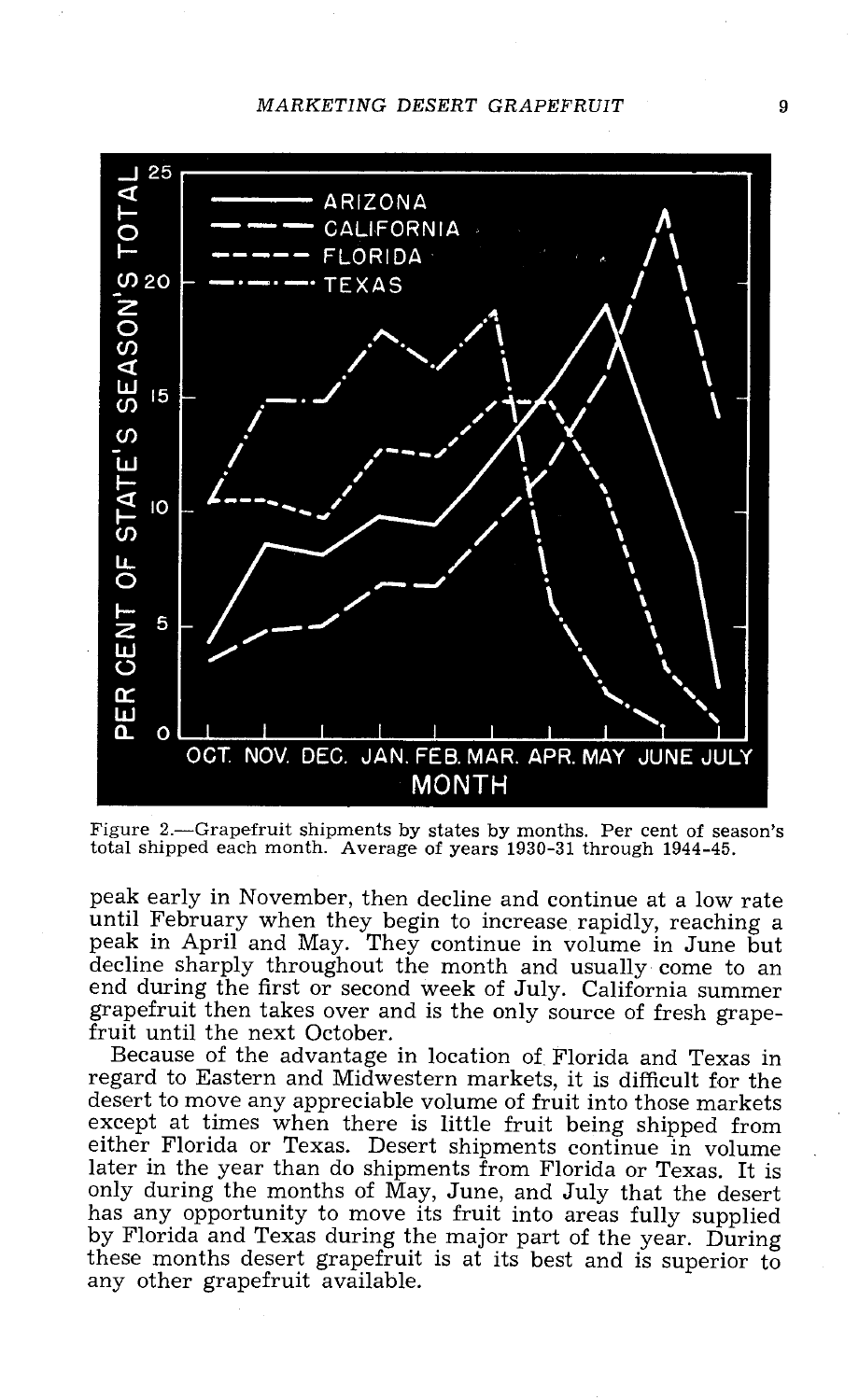Figure 2.—Grapefruit shipments by states by months. Per cent of season's total shipped each month. Average of years 1930-31 through 1944-45.

peak early in November, then decline and continue at a low rate until February when they begin to increase rapidly, reaching a peak in April and May. They continue in volume in June but decline sharply throughout the month and usually come to an end during the first or second week of July. California summer grapefruit then takes over and is the only source of fresh grapefruit until the next October.

Because of the advantage in location of Florida and Texas in regard to Eastern and Midwestern markets, it is difficult for the desert to move any appreciable volume of fruit into those markets except at times when there is little fruit being shipped from either Florida or Texas. Desert shipments continue in volume later in the year than do shipments from Florida or Texas. It is only during the months of May, June, and July that the desert has any opportunity to move its fruit into areas fully supplied by Florida and Texas during the major part of the year. During these months desert grapefruit is at its best and is superior to any other grapefruit available.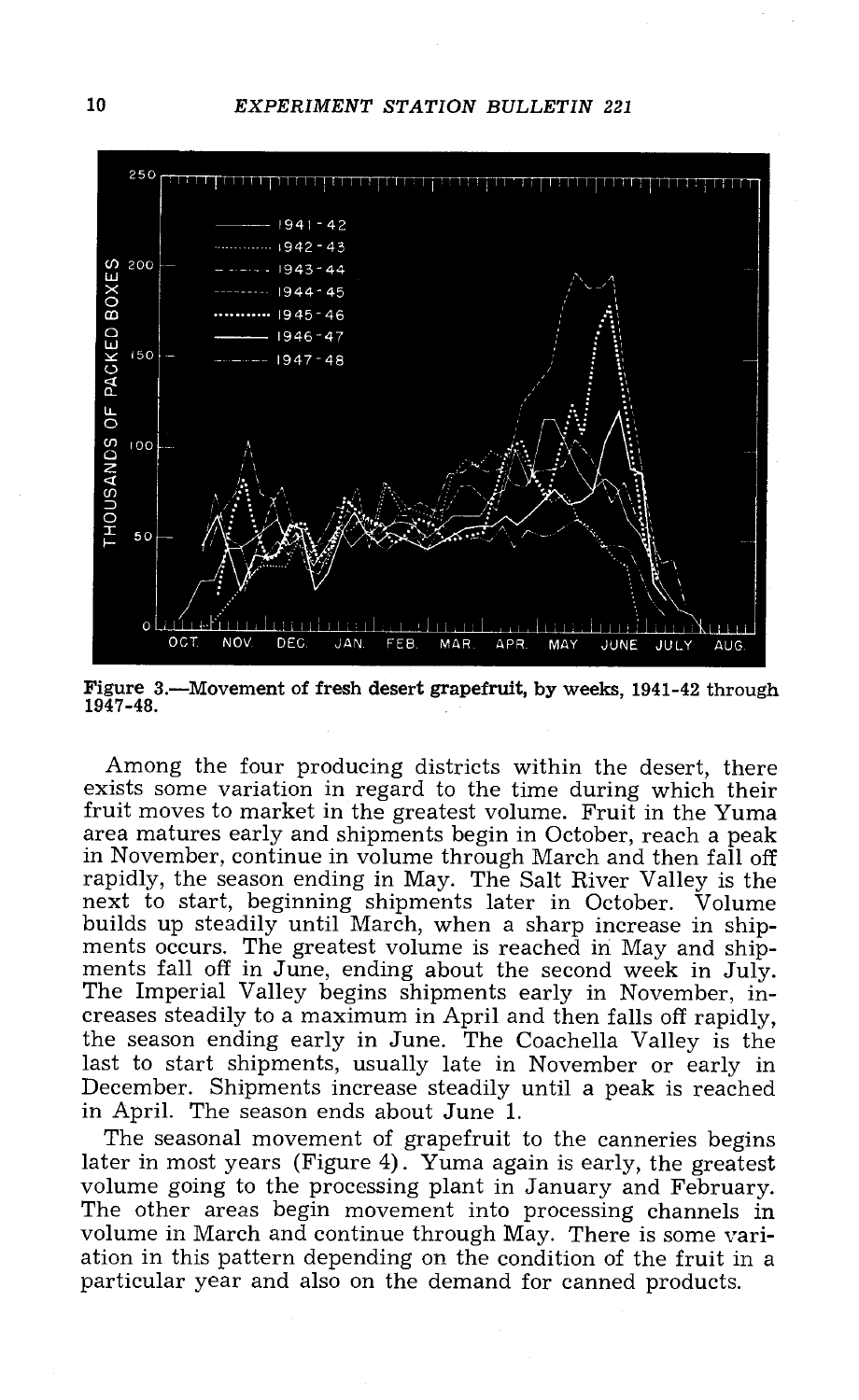Figure 3.—Movement of fresh desert grapefruit, by weeks, 1941-42 through 1947-48.

Among the four producing districts within the desert, there exists some variation in regard to the time during which their fruit moves to market in the greatest volume. Fruit in the Yuma area matures early and shipments begin in October, reach a peak in November, continue in volume through March and then fall off rapidly, the season ending in May. The Salt River Valley is the next to start, beginning shipments later in October. Volume builds up steadily until March, when a sharp increase in shipments occurs. The greatest volume is reached in May and shipments fall off in June, ending about the second week in July. The Imperial Valley begins shipments early in November, increases steadily to a maximum in April and then falls off rapidly, the season ending early in June. The Coachella Valley is the last to start shipments, usually late in November or early in December. Shipments increase steadily until a peak is reached in April. The season ends about June 1.

The seasonal movement of grapefruit to the canneries begins later in most years (Figure 4). Yuma again is early, the greatest volume going to the processing plant in January and February. The other areas begin movement into processing channels in volume in March and continue through May. There is some variation in this pattern depending on the condition of the fruit in a particular year and also on the demand for canned products.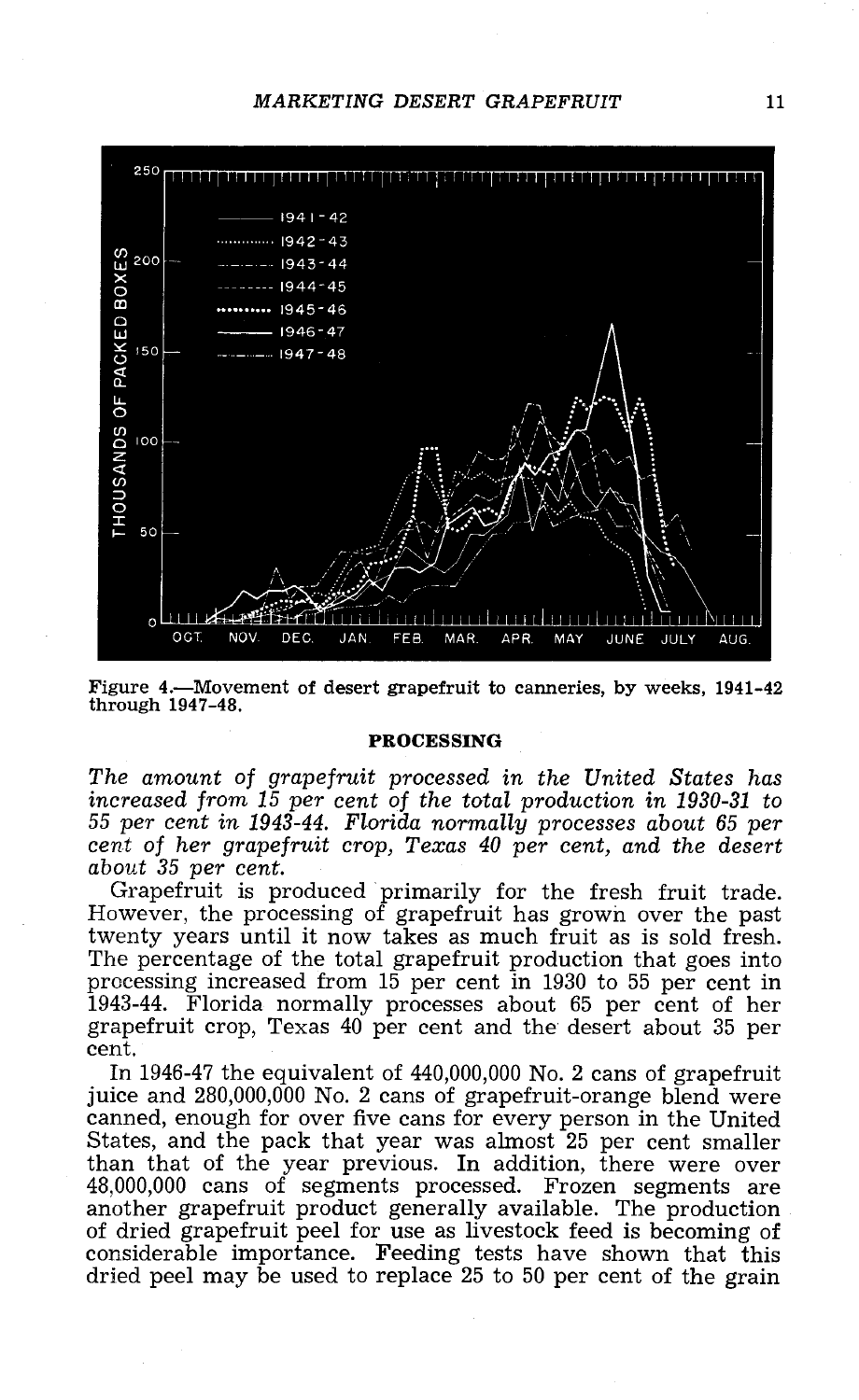Figure 4.—Movement of desert grapefruit to canneries, by weeks, 1941-42 through 1947-48.

## PROCESSING

*The amount of grapefruit processed in the United States has increased from 15 per cent of the total production in 1930-31 to 55 per cent in 1943-44. Florida normally processes about 65 per cent of her grapefruit crop, Texas 40 per cent, and the desert about 35 per cent.*

Grapefruit is produced primarily for the fresh fruit trade. However, the processing of grapefruit has grown over the past twenty years until it now takes as much fruit as is sold fresh. The percentage of the total grapefruit production that goes into processing increased from 15 per cent in 1930 to 55 per cent in 1943-44. Florida normally processes about 65 per cent of her grapefruit crop, Texas 40 per cent and the desert about 35 per cent.

In 1946-47 the equivalent of 440,000,000 No. 2 cans of grapefruit juice and 280,000,000 No. 2 cans of grapefruit-orange blend were canned, enough for over five cans for every person in the United States, and the pack that year was almost 25 per cent smaller than that of the year previous. In addition, there were over 48,000,000 cans of segments processed. Frozen segments are another grapefruit product generally available. The production of dried grapefruit peel for use as livestock feed is becoming of considerable importance. Feeding tests have shown that this dried peel may be used to replace 25 to 50 per cent of the grain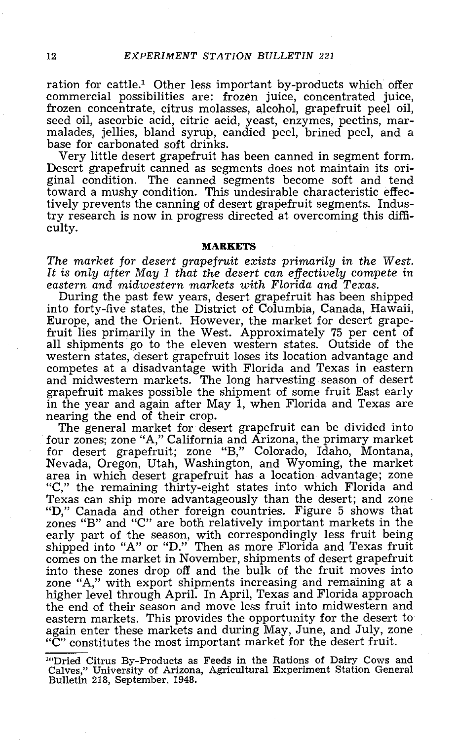ration for cattle.[1] Other less important by-products which offer commercial possibilities are: frozen juice, concentrated juice, frozen concentrate, citrus molasses, alcohol, grapefruit peel oil, seed oil, ascorbic acid, citric acid, yeast, enzymes, pectins, marmalades, jellies, bland syrup, candied peel, brined peel, and a base for carbonated soft drinks.

Very little desert grapefruit has been canned in segment form. Desert grapefruit canned as segments does not maintain its original condition. The canned segments become soft and tend toward a mushy condition. This undesirable characteristic effectively prevents the canning of desert grapefruit segments. Industry research is now in progress directed at overcoming this difficulty.

## MARKETS

*The market for desert grapefruit exists primarily in the West. It is only after May 1 that the desert can effectively compete in eastern and midwestern markets with Florida and Texas.*

During the past few years, desert grapefruit has been shipped into forty-five states, the District of Columbia, Canada, Hawaii, Europe, and the Orient. However, the market for desert grapefruit lies primarily in the West. Approximately 75 per cent of all shipments go to the eleven western states. Outside of the western states, desert grapefruit loses its location advantage and competes at a disadvantage with Florida and Texas in eastern and midwestern markets. The long harvesting season of desert grapefruit makes possible the shipment of some fruit East early in the year and again after May 1, when Florida and Texas are nearing the end of their crop.

The general market for desert grapefruit can be divided into four zones; zone "A," California and Arizona, the primary market for desert grapefruit; zone "B," Colorado, Idaho, Montana, Nevada, Oregon, Utah, Washington, and Wyoming, the market area in which desert grapefruit has a location advantage; zone "C," the remaining thirty-eight states into which Florida and Texas can ship more advantageously than the desert; and zone "D," Canada and other foreign countries. Figure 5 shows that zones "B" and "C" are both relatively important markets in the early part of the season, with correspondingly less fruit being shipped into "A" or "D." Then as more Florida and Texas fruit comes on the market in November, shipments of desert grapefruit into these zones drop off and the bulk of the fruit moves into zone "A," with export shipments increasing and remaining at a higher level through April. In April, Texas and Florida approach the end of their season and move less fruit into midwestern and eastern markets. This provides the opportunity for the desert to again enter these markets and during May, June, and July, zone "C" constitutes the most important market for the desert fruit.

---

[1] "Dried Citrus By-Products as Feeds in the Rations of Dairy Cows and Calves," University of Arizona, Agricultural Experiment Station General Bulletin 218, September, 1948.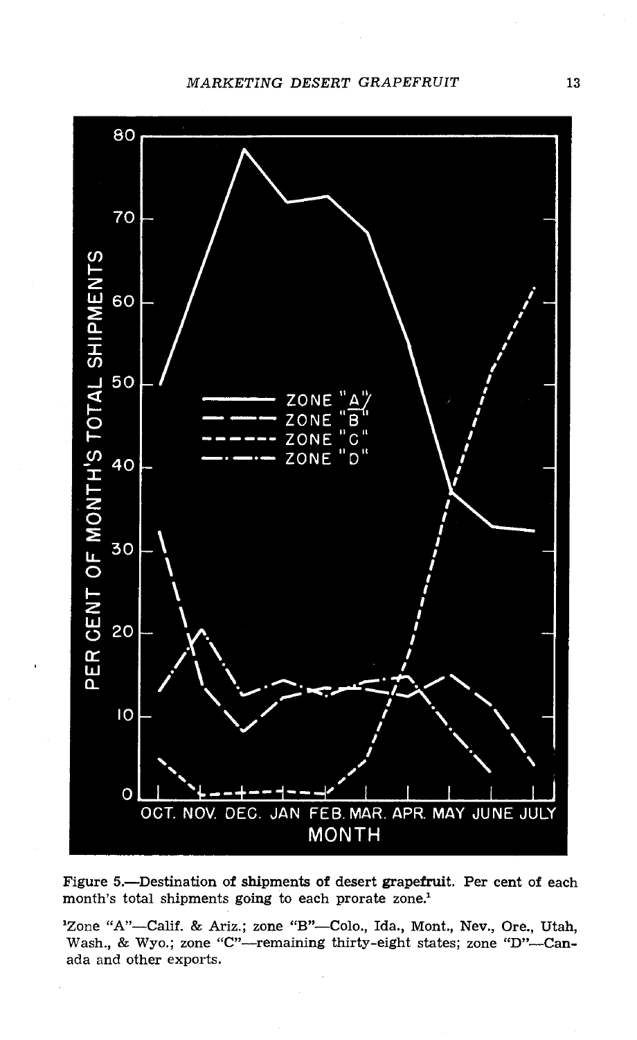Figure 5.—Destination of shipments of desert grapefruit. Per cent of each month's total shipments going to each prorate zone.[1]

[1]Zone "A"—Calif. & Ariz.; zone "B"—Colo., Ida., Mont., Nev., Ore., Utah, Wash., & Wyo.; zone "C"—remaining thirty-eight states; zone "D"—Canada and other exports.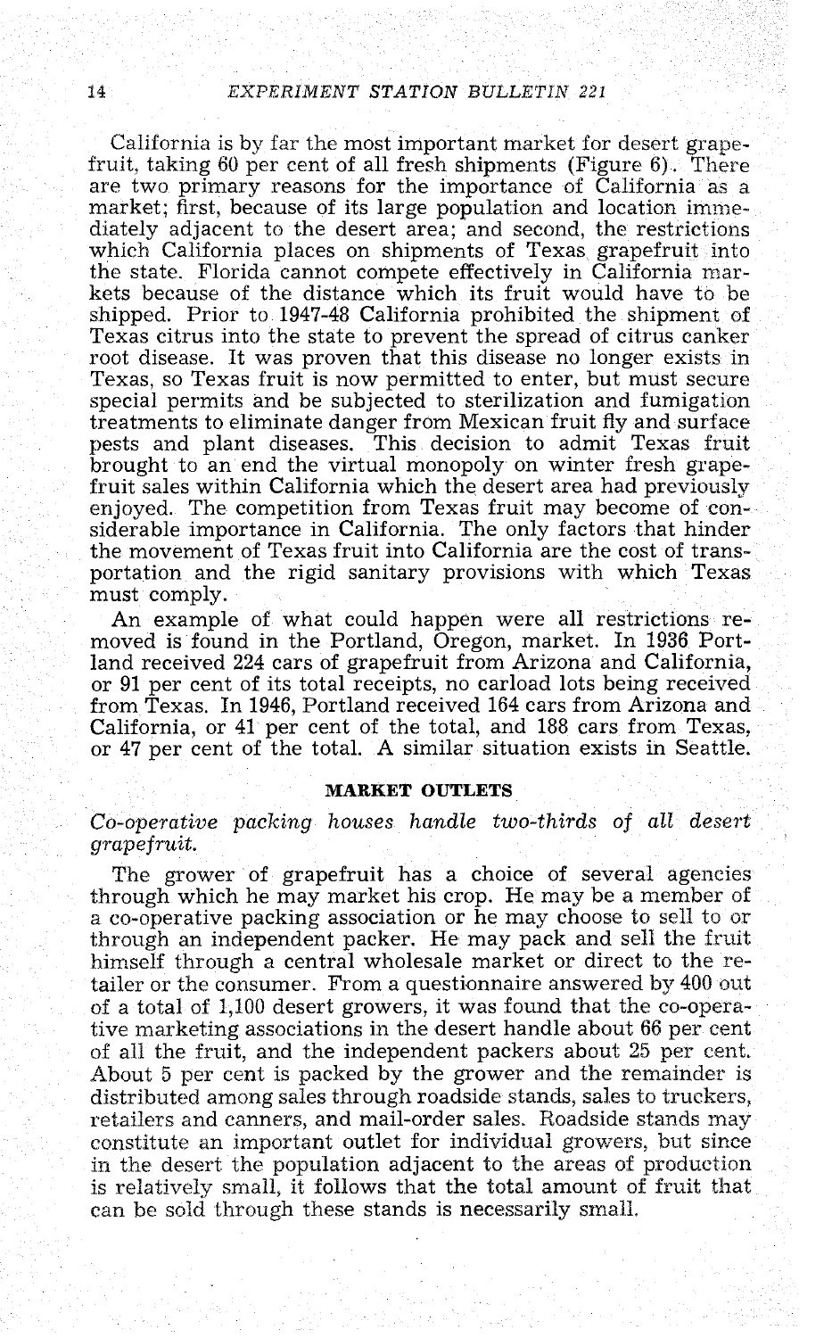California is by far the most important market for desert grapefruit, taking 60 per cent of all fresh shipments (Figure 6). There are two primary reasons for the importance of California as a market; first, because of its large population and location immediately adjacent to the desert area; and second, the restrictions which California places on shipments of Texas grapefruit into the state. Florida cannot compete effectively in California markets because of the distance which its fruit would have to be shipped. Prior to 1947-48 California prohibited the shipment of Texas citrus into the state to prevent the spread of citrus canker root disease. It was proven that this disease no longer exists in Texas, so Texas fruit is now permitted to enter, but must secure special permits and be subjected to sterilization and fumigation treatments to eliminate danger from Mexican fruit fly and surface pests and plant diseases. This decision to admit Texas fruit brought to an end the virtual monopoly on winter fresh grapefruit sales within California which the desert area had previously enjoyed. The competition from Texas fruit may become of considerable importance in California. The only factors that hinder the movement of Texas fruit into California are the cost of transportation and the rigid sanitary provisions with which Texas must comply.

An example of what could happen were all restrictions removed is found in the Portland, Oregon, market. In 1936 Portland received 224 cars of grapefruit from Arizona and California, or 91 per cent of its total receipts, no carload lots being received from Texas. In 1946, Portland received 164 cars from Arizona and California, or 41 per cent of the total, and 188 cars from Texas, or 47 per cent of the total. A similar situation exists in Seattle.

## MARKET OUTLETS

*Co-operative packing houses handle two-thirds of all desert grapefruit.*

The grower of grapefruit has a choice of several agencies through which he may market his crop. He may be a member of a co-operative packing association or he may choose to sell to or through an independent packer. He may pack and sell the fruit himself through a central wholesale market or direct to the retailer or the consumer. From a questionnaire answered by 400 out of a total of 1,100 desert growers, it was found that the co-operative marketing associations in the desert handle about 66 per cent of all the fruit, and the independent packers about 25 per cent. About 5 per cent is packed by the grower and the remainder is distributed among sales through roadside stands, sales to truckers, retailers and canners, and mail-order sales. Roadside stands may constitute an important outlet for individual growers, but since in the desert the population adjacent to the areas of production is relatively small, it follows that the total amount of fruit that can be sold through these stands is necessarily small.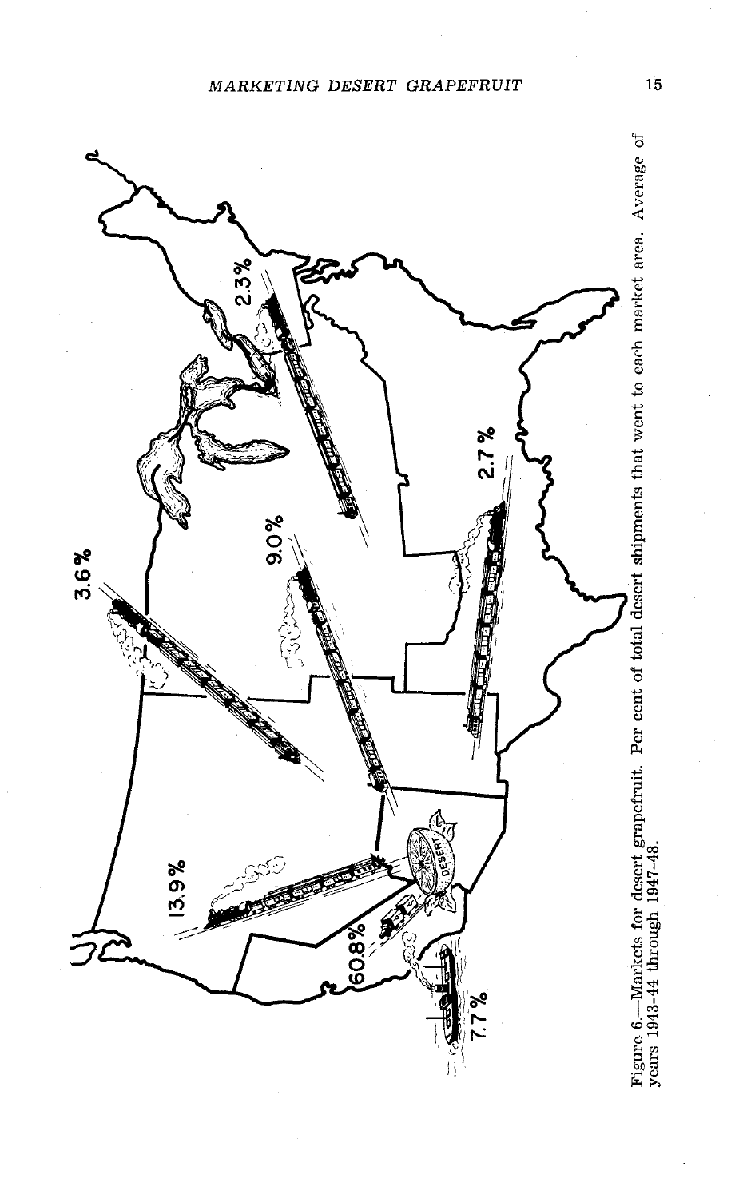Figure 6.—Markets for desert grapefruit. Per cent of total desert shipments that went to each market area. Average of years 1943-44 through 1947-48.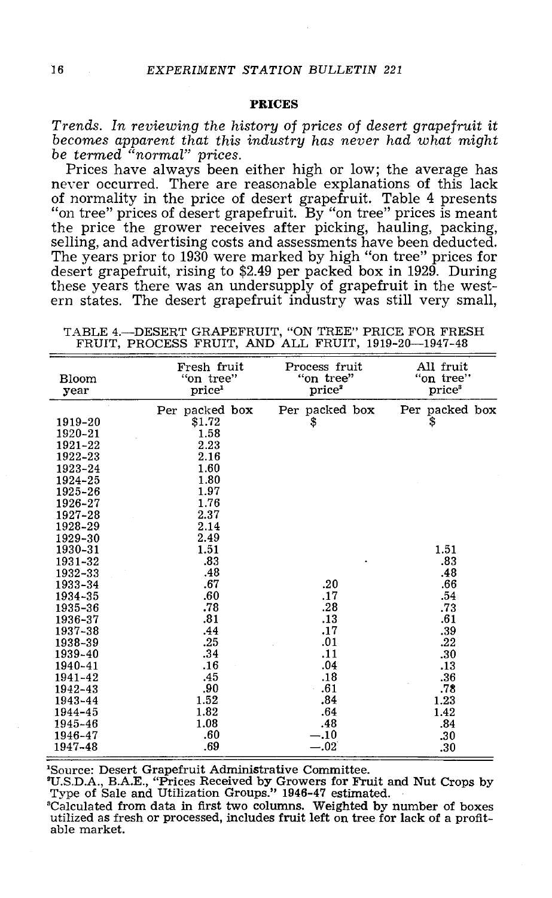## PRICES

*Trends. In reviewing the history of prices of desert grapefruit it becomes apparent that this industry has never had what might be termed "normal" prices.*

Prices have always been either high or low; the average has never occurred. There are reasonable explanations of this lack of normality in the price of desert grapefruit. Table 4 presents "on tree" prices of desert grapefruit. By "on tree" prices is meant the price the grower receives after picking, hauling, packing, selling, and advertising costs and assessments have been deducted. The years prior to 1930 were marked by high "on tree" prices for desert grapefruit, rising to $2.49 per packed box in 1929. During these years there was an undersupply of grapefruit in the western states. The desert grapefruit industry was still very small,

TABLE 4.—DESERT GRAPEFRUIT, "ON TREE" PRICE FOR FRESH FRUIT, PROCESS FRUIT, AND ALL FRUIT, 1919-20—1947-48

| Bloom year | Fresh fruit "on tree" price[1] | Process fruit "on tree" price[2] | All fruit "on tree" price[3] |
|---|---|---|---|
| | Per packed box | Per packed box | Per packed box |
| 1919-20 | $1.72 | $ | $ |
| 1920-21 | 1.58 | | |
| 1921-22 | 2.23 | | |
| 1922-23 | 2.16 | | |
| 1923-24 | 1.60 | | |
| 1924-25 | 1.80 | | |
| 1925-26 | 1.97 | | |
| 1926-27 | 1.76 | | |
| 1927-28 | 2.37 | | |
| 1928-29 | 2.14 | | |
| 1929-30 | 2.49 | | |
| 1930-31 | 1.51 | | 1.51 |
| 1931-32 | .83 | | .83 |
| 1932-33 | .48 | | .48 |
| 1933-34 | .67 | .20 | .66 |
| 1934-35 | .60 | .17 | .54 |
| 1935-36 | .78 | .28 | .73 |
| 1936-37 | .81 | .13 | .61 |
| 1937-38 | .44 | .17 | .39 |
| 1938-39 | .25 | .01 | .22 |
| 1939-40 | .34 | .11 | .30 |
| 1940-41 | .16 | .04 | .13 |
| 1941-42 | .45 | .18 | .36 |
| 1942-43 | .90 | .61 | .78 |
| 1943-44 | 1.52 | .84 | 1.23 |
| 1944-45 | 1.82 | .64 | 1.42 |
| 1945-46 | 1.08 | .48 | .84 |
| 1946-47 | .60 | —.10 | .30 |
| 1947-48 | .69 | —.02 | .30 |

[1]Source: Desert Grapefruit Administrative Committee.
[2]U.S.D.A., B.A.E., "Prices Received by Growers for Fruit and Nut Crops by Type of Sale and Utilization Groups." 1946-47 estimated.
[3]Calculated from data in first two columns. Weighted by number of boxes utilized as fresh or processed, includes fruit left on tree for lack of a profitable market.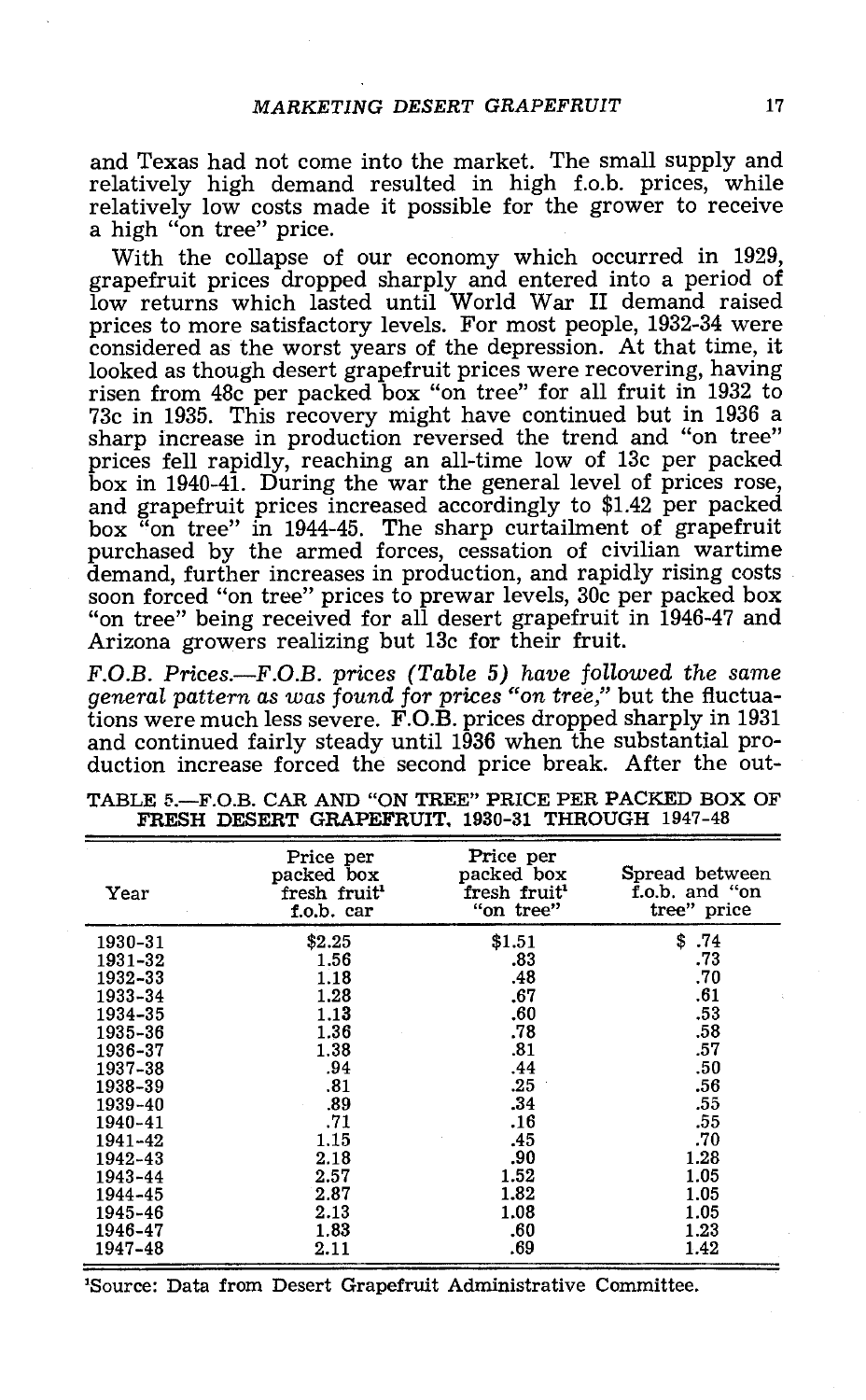and Texas had not come into the market. The small supply and relatively high demand resulted in high f.o.b. prices, while relatively low costs made it possible for the grower to receive a high "on tree" price.

With the collapse of our economy which occurred in 1929, grapefruit prices dropped sharply and entered into a period of low returns which lasted until World War II demand raised prices to more satisfactory levels. For most people, 1932-34 were considered as the worst years of the depression. At that time, it looked as though desert grapefruit prices were recovering, having risen from 48c per packed box "on tree" for all fruit in 1932 to 73c in 1935. This recovery might have continued but in 1936 a sharp increase in production reversed the trend and "on tree" prices fell rapidly, reaching an all-time low of 13c per packed box in 1940-41. During the war the general level of prices rose, and grapefruit prices increased accordingly to $1.42 per packed box "on tree" in 1944-45. The sharp curtailment of grapefruit purchased by the armed forces, cessation of civilian wartime demand, further increases in production, and rapidly rising costs soon forced "on tree" prices to prewar levels, 30c per packed box "on tree" being received for all desert grapefruit in 1946-47 and Arizona growers realizing but 13c for their fruit.

*F.O.B. Prices.—F.O.B. prices (Table 5) have followed the same general pattern as was found for prices "on tree," but the fluctuations were much less severe.* F.O.B. prices dropped sharply in 1931 and continued fairly steady until 1936 when the substantial production increase forced the second price break. After the out-

TABLE 5.—F.O.B. CAR AND "ON TREE" PRICE PER PACKED BOX OF FRESH DESERT GRAPEFRUIT, 1930-31 THROUGH 1947-48

| Year | Price per packed box fresh fruit[1] f.o.b. car | Price per packed box fresh fruit[1] "on tree" | Spread between f.o.b. and "on tree" price |
|---|---|---|---|
| 1930-31 | $2.25 | $1.51 | $ .74 |
| 1931-32 | 1.56 | .83 | .73 |
| 1932-33 | 1.18 | .48 | .70 |
| 1933-34 | 1.28 | .67 | .61 |
| 1934-35 | 1.13 | .60 | .53 |
| 1935-36 | 1.36 | .78 | .58 |
| 1936-37 | 1.38 | .81 | .57 |
| 1937-38 | .94 | .44 | .50 |
| 1938-39 | .81 | .25 | .56 |
| 1939-40 | .89 | .34 | .55 |
| 1940-41 | .71 | .16 | .55 |
| 1941-42 | 1.15 | .45 | .70 |
| 1942-43 | 2.18 | .90 | 1.28 |
| 1943-44 | 2.57 | 1.52 | 1.05 |
| 1944-45 | 2.87 | 1.82 | 1.05 |
| 1945-46 | 2.13 | 1.08 | 1.05 |
| 1946-47 | 1.83 | .60 | 1.23 |
| 1947-48 | 2.11 | .69 | 1.42 |

[1]Source: Data from Desert Grapefruit Administrative Committee.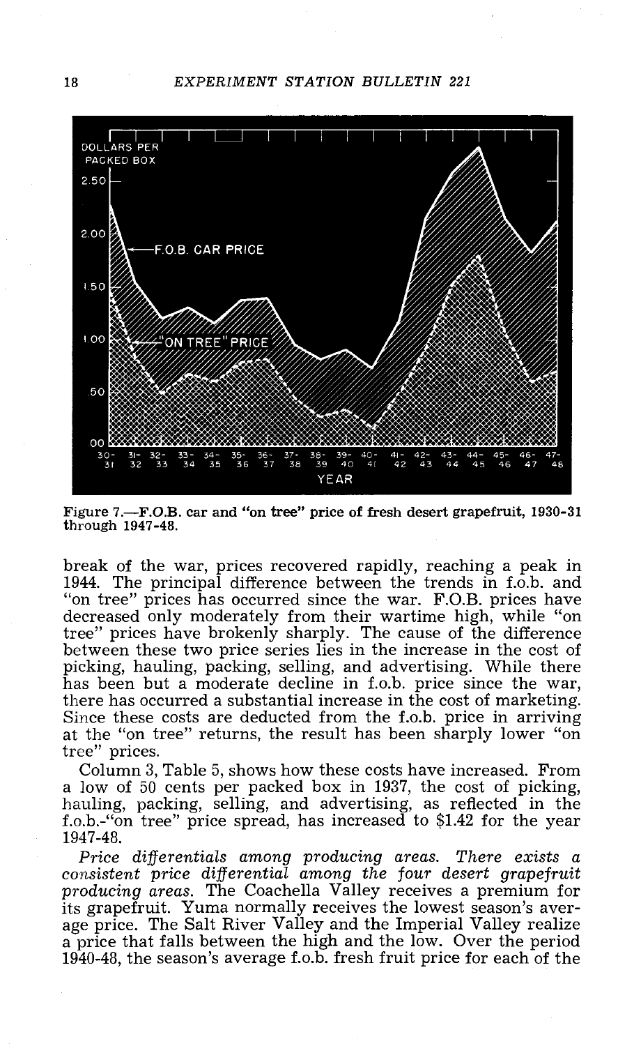Figure 7.—F.O.B. car and "on tree" price of fresh desert grapefruit, 1930-31 through 1947-48.

break of the war, prices recovered rapidly, reaching a peak in 1944. The principal difference between the trends in f.o.b. and "on tree" prices has occurred since the war. F.O.B. prices have decreased only moderately from their wartime high, while "on tree" prices have brokenly sharply. The cause of the difference between these two price series lies in the increase in the cost of picking, hauling, packing, selling, and advertising. While there has been but a moderate decline in f.o.b. price since the war, there has occurred a substantial increase in the cost of marketing. Since these costs are deducted from the f.o.b. price in arriving at the "on tree" returns, the result has been sharply lower "on tree" prices.

Column 3, Table 5, shows how these costs have increased. From a low of 50 cents per packed box in 1937, the cost of picking, hauling, packing, selling, and advertising, as reflected in the f.o.b.-"on tree" price spread, has increased to $1.42 for the year 1947-48.

*Price differentials among producing areas. There exists a consistent price differential among the four desert grapefruit producing areas.* The Coachella Valley receives a premium for its grapefruit. Yuma normally receives the lowest season's average price. The Salt River Valley and the Imperial Valley realize a price that falls between the high and the low. Over the period 1940-48, the season's average f.o.b. fresh fruit price for each of the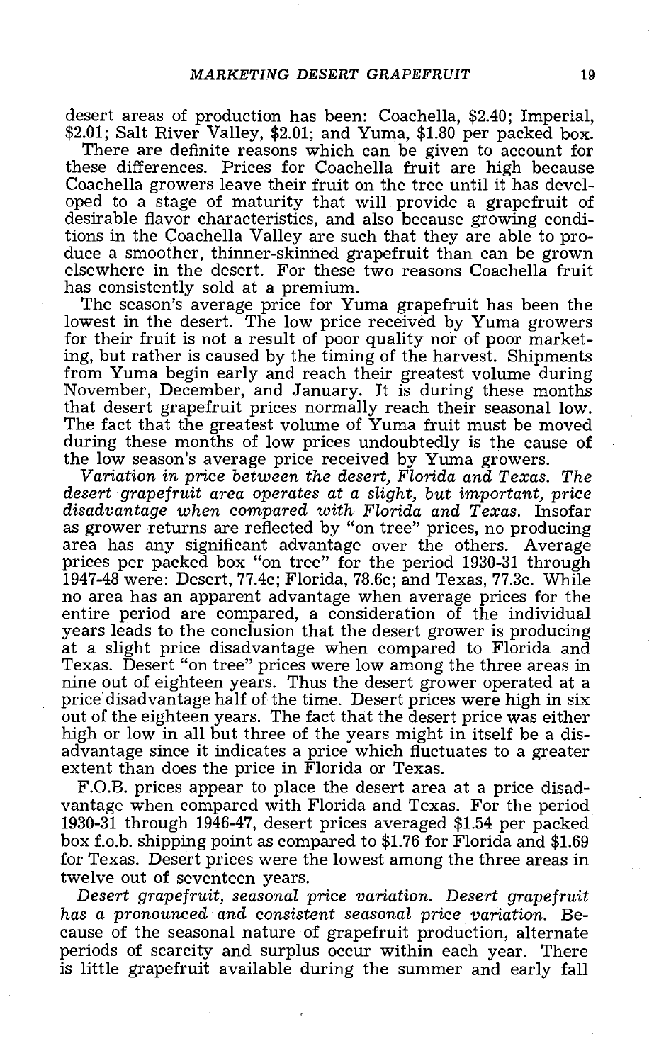desert areas of production has been: Coachella, $2.40; Imperial, $2.01; Salt River Valley, $2.01; and Yuma, $1.80 per packed box.

There are definite reasons which can be given to account for these differences. Prices for Coachella fruit are high because Coachella growers leave their fruit on the tree until it has developed to a stage of maturity that will provide a grapefruit of desirable flavor characteristics, and also because growing conditions in the Coachella Valley are such that they are able to produce a smoother, thinner-skinned grapefruit than can be grown elsewhere in the desert. For these two reasons Coachella fruit has consistently sold at a premium.

The season's average price for Yuma grapefruit has been the lowest in the desert. The low price received by Yuma growers for their fruit is not a result of poor quality nor of poor marketing, but rather is caused by the timing of the harvest. Shipments from Yuma begin early and reach their greatest volume during November, December, and January. It is during these months that desert grapefruit prices normally reach their seasonal low. The fact that the greatest volume of Yuma fruit must be moved during these months of low prices undoubtedly is the cause of the low season's average price received by Yuma growers.

*Variation in price between the desert, Florida and Texas. The desert grapefruit area operates at a slight, but important, price disadvantage when compared with Florida and Texas.* Insofar as grower returns are reflected by "on tree" prices, no producing area has any significant advantage over the others. Average prices per packed box "on tree" for the period 1930-31 through 1947-48 were: Desert, 77.4c; Florida, 78.6c; and Texas, 77.3c. While no area has an apparent advantage when average prices for the entire period are compared, a consideration of the individual years leads to the conclusion that the desert grower is producing at a slight price disadvantage when compared to Florida and Texas. Desert "on tree" prices were low among the three areas in nine out of eighteen years. Thus the desert grower operated at a price disadvantage half of the time. Desert prices were high in six out of the eighteen years. The fact that the desert price was either high or low in all but three of the years might in itself be a disadvantage since it indicates a price which fluctuates to a greater extent than does the price in Florida or Texas.

F.O.B. prices appear to place the desert area at a price disadvantage when compared with Florida and Texas. For the period 1930-31 through 1946-47, desert prices averaged $1.54 per packed box f.o.b. shipping point as compared to $1.76 for Florida and $1.69 for Texas. Desert prices were the lowest among the three areas in twelve out of seventeen years.

*Desert grapefruit, seasonal price variation. Desert grapefruit has a pronounced and consistent seasonal price variation.* Because of the seasonal nature of grapefruit production, alternate periods of scarcity and surplus occur within each year. There is little grapefruit available during the summer and early fall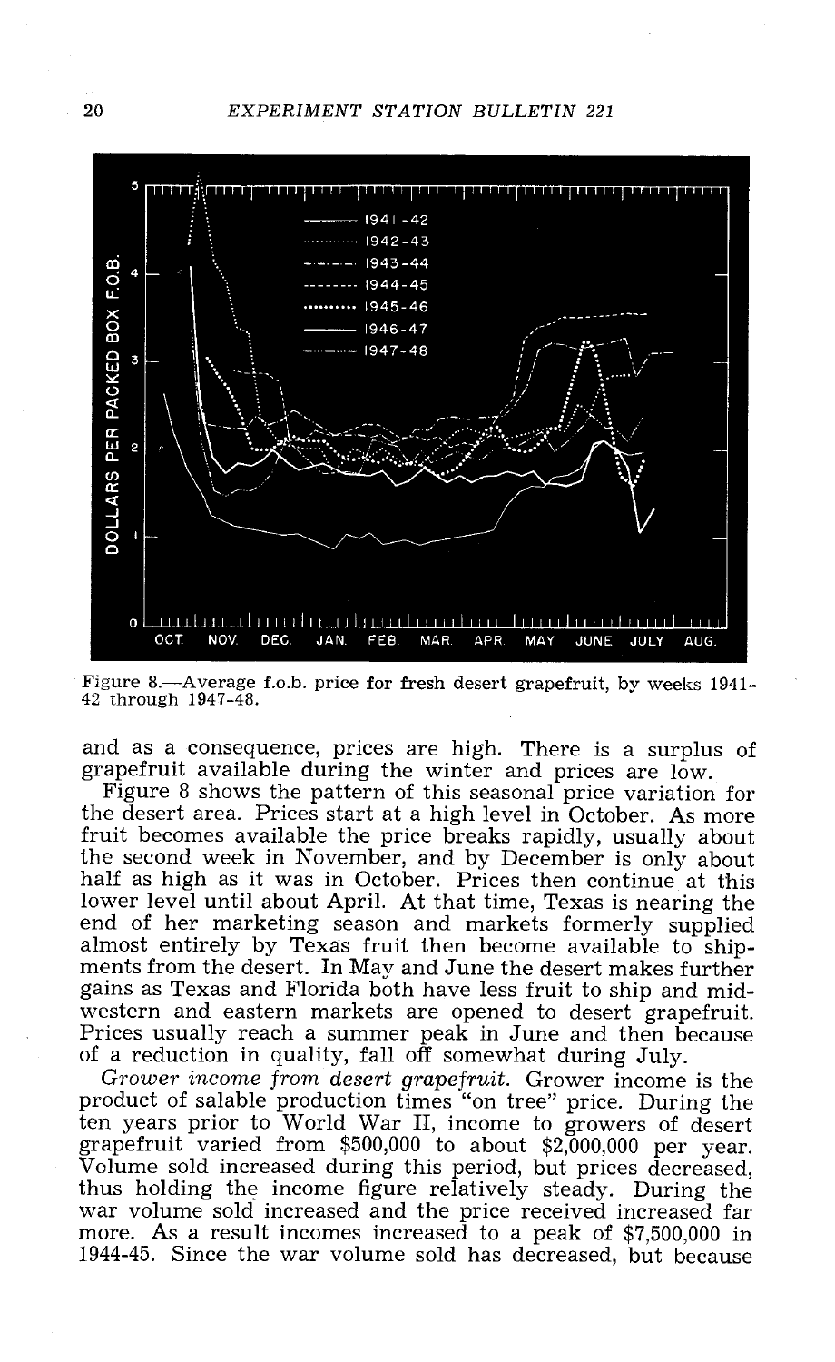Figure 8.—Average f.o.b. price for fresh desert grapefruit, by weeks 1941-42 through 1947-48.

and as a consequence, prices are high. There is a surplus of grapefruit available during the winter and prices are low.

Figure 8 shows the pattern of this seasonal price variation for the desert area. Prices start at a high level in October. As more fruit becomes available the price breaks rapidly, usually about the second week in November, and by December is only about half as high as it was in October. Prices then continue at this lower level until about April. At that time, Texas is nearing the end of her marketing season and markets formerly supplied almost entirely by Texas fruit then become available to shipments from the desert. In May and June the desert makes further gains as Texas and Florida both have less fruit to ship and midwestern and eastern markets are opened to desert grapefruit. Prices usually reach a summer peak in June and then because of a reduction in quality, fall off somewhat during July.

*Grower income from desert grapefruit.* Grower income is the product of salable production times "on tree" price. During the ten years prior to World War II, income to growers of desert grapefruit varied from $500,000 to about $2,000,000 per year. Volume sold increased during this period, but prices decreased, thus holding the income figure relatively steady. During the war volume sold increased and the price received increased far more. As a result incomes increased to a peak of $7,500,000 in 1944-45. Since the war volume sold has decreased, but because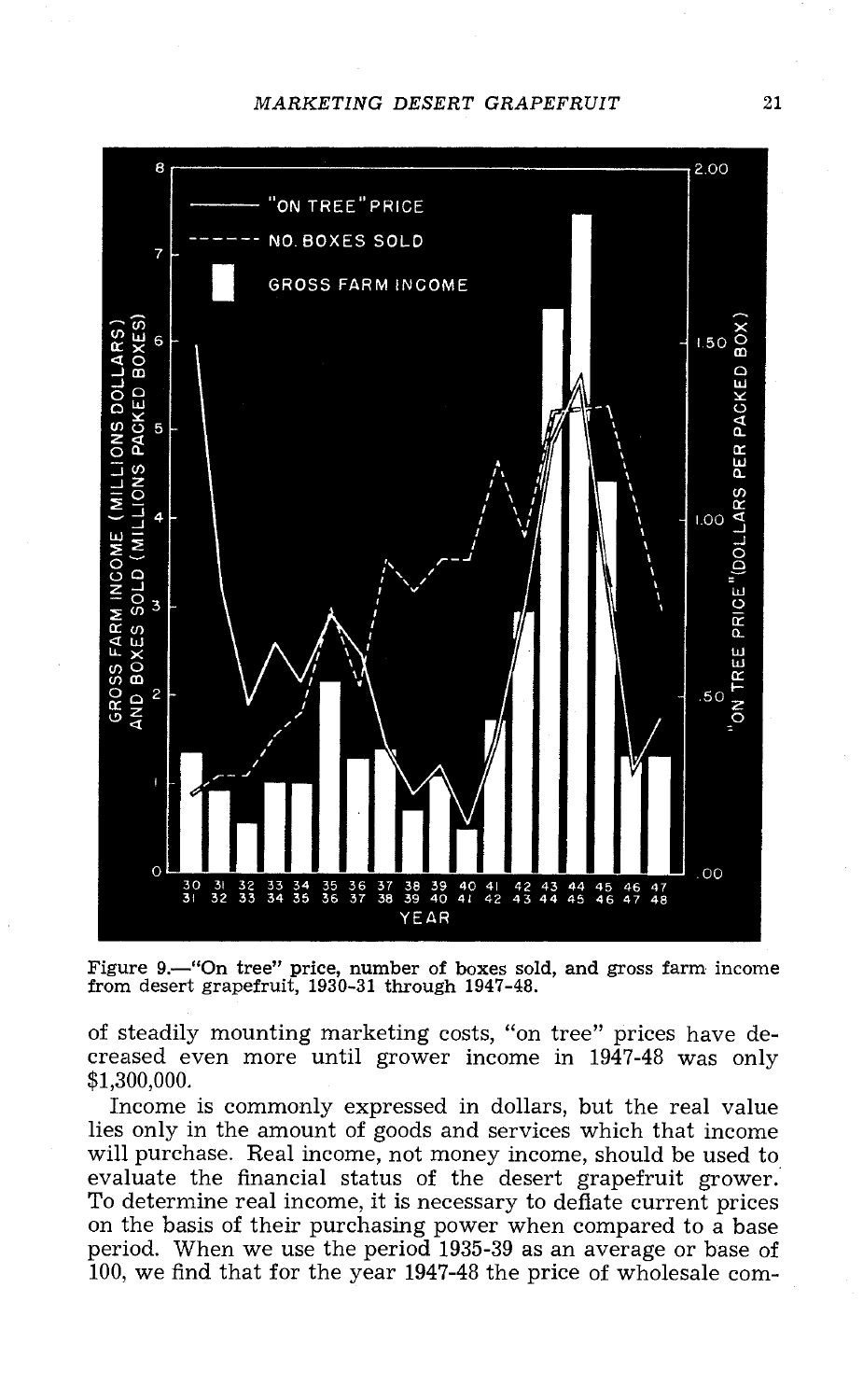Figure 9.—"On tree" price, number of boxes sold, and gross farm income from desert grapefruit, 1930-31 through 1947-48.

of steadily mounting marketing costs, "on tree" prices have decreased even more until grower income in 1947-48 was only $1,300,000.

Income is commonly expressed in dollars, but the real value lies only in the amount of goods and services which that income will purchase. Real income, not money income, should be used to evaluate the financial status of the desert grapefruit grower. To determine real income, it is necessary to deflate current prices on the basis of their purchasing power when compared to a base period. When we use the period 1935-39 as an average or base of 100, we find that for the year 1947-48 the price of wholesale com-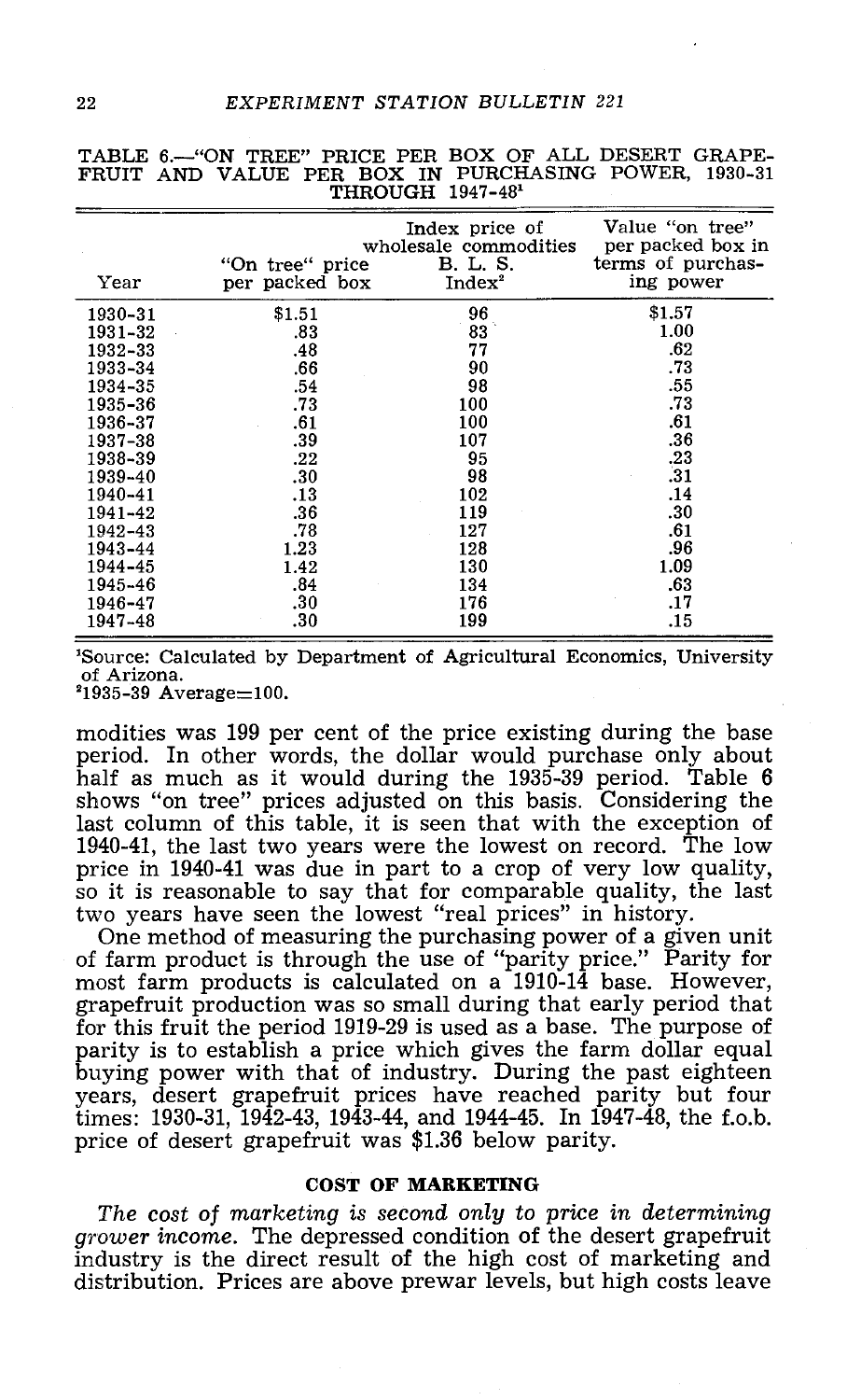TABLE 6.—"ON TREE" PRICE PER BOX OF ALL DESERT GRAPEFRUIT AND VALUE PER BOX IN PURCHASING POWER, 1930-31 THROUGH 1947-48[1]

| Year | "On tree" price per packed box | Index price of wholesale commodities B. L. S. Index[2] | Value "on tree" per packed box in terms of purchasing power |
|---|---|---|---|
| 1930-31 | $1.51 | 96 | $1.57 |
| 1931-32 | .83 | 83 | 1.00 |
| 1932-33 | .48 | 77 | .62 |
| 1933-34 | .66 | 90 | .73 |
| 1934-35 | .54 | 98 | .55 |
| 1935-36 | .73 | 100 | .73 |
| 1936-37 | .61 | 100 | .61 |
| 1937-38 | .39 | 107 | .36 |
| 1938-39 | .22 | 95 | .23 |
| 1939-40 | .30 | 98 | .31 |
| 1940-41 | .13 | 102 | .14 |
| 1941-42 | .36 | 119 | .30 |
| 1942-43 | .78 | 127 | .61 |
| 1943-44 | 1.23 | 128 | .96 |
| 1944-45 | 1.42 | 130 | 1.09 |
| 1945-46 | .84 | 134 | .63 |
| 1946-47 | .30 | 176 | .17 |
| 1947-48 | .30 | 199 | .15 |

[1]Source: Calculated by Department of Agricultural Economics, University of Arizona.
[2]1935-39 Average=100.

modities was 199 per cent of the price existing during the base period. In other words, the dollar would purchase only about half as much as it would during the 1935-39 period. Table 6 shows "on tree" prices adjusted on this basis. Considering the last column of this table, it is seen that with the exception of 1940-41, the last two years were the lowest on record. The low price in 1940-41 was due in part to a crop of very low quality, so it is reasonable to say that for comparable quality, the last two years have seen the lowest "real prices" in history.

One method of measuring the purchasing power of a given unit of farm product is through the use of "parity price." Parity for most farm products is calculated on a 1910-14 base. However, grapefruit production was so small during that early period that for this fruit the period 1919-29 is used as a base. The purpose of parity is to establish a price which gives the farm dollar equal buying power with that of industry. During the past eighteen years, desert grapefruit prices have reached parity but four times: 1930-31, 1942-43, 1943-44, and 1944-45. In 1947-48, the f.o.b. price of desert grapefruit was $1.36 below parity.

### COST OF MARKETING

*The cost of marketing is second only to price in determining grower income.* The depressed condition of the desert grapefruit industry is the direct result of the high cost of marketing and distribution. Prices are above prewar levels, but high costs leave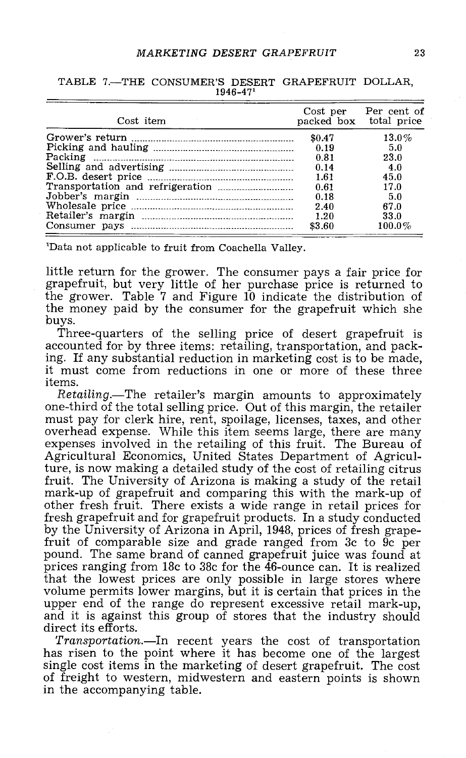TABLE 7.—THE CONSUMER'S DESERT GRAPEFRUIT DOLLAR, 1946-47[1]

| Cost item | Cost per packed box | Per cent of total price |
|---|---|---|
| Grower's return | \$0.47 | 13.0% |
| Picking and hauling | 0.19 | 5.0 |
| Packing | 0.81 | 23.0 |
| Selling and advertising | 0.14 | 4.0 |
| F.O.B. desert price | 1.61 | 45.0 |
| Transportation and refrigeration | 0.61 | 17.0 |
| Jobber's margin | 0.18 | 5.0 |
| Wholesale price | 2.40 | 67.0 |
| Retailer's margin | 1.20 | 33.0 |
| Consumer pays | \$3.60 | 100.0% |

[1]Data not applicable to fruit from Coachella Valley.

little return for the grower. The consumer pays a fair price for grapefruit, but very little of her purchase price is returned to the grower. Table 7 and Figure 10 indicate the distribution of the money paid by the consumer for the grapefruit which she buys.

Three-quarters of the selling price of desert grapefruit is accounted for by three items: retailing, transportation, and packing. If any substantial reduction in marketing cost is to be made, it must come from reductions in one or more of these three items.

*Retailing.*—The retailer's margin amounts to approximately one-third of the total selling price. Out of this margin, the retailer must pay for clerk hire, rent, spoilage, licenses, taxes, and other overhead expense. While this item seems large, there are many expenses involved in the retailing of this fruit. The Bureau of Agricultural Economics, United States Department of Agriculture, is now making a detailed study of the cost of retailing citrus fruit. The University of Arizona is making a study of the retail mark-up of grapefruit and comparing this with the mark-up of other fresh fruit. There exists a wide range in retail prices for fresh grapefruit and for grapefruit products. In a study conducted by the University of Arizona in April, 1948, prices of fresh grapefruit of comparable size and grade ranged from 3c to 9c per pound. The same brand of canned grapefruit juice was found at prices ranging from 18c to 38c for the 46-ounce can. It is realized that the lowest prices are only possible in large stores where volume permits lower margins, but it is certain that prices in the upper end of the range do represent excessive retail mark-up, and it is against this group of stores that the industry should direct its efforts.

*Transportation.*—In recent years the cost of transportation has risen to the point where it has become one of the largest single cost items in the marketing of desert grapefruit. The cost of freight to western, midwestern and eastern points is shown in the accompanying table.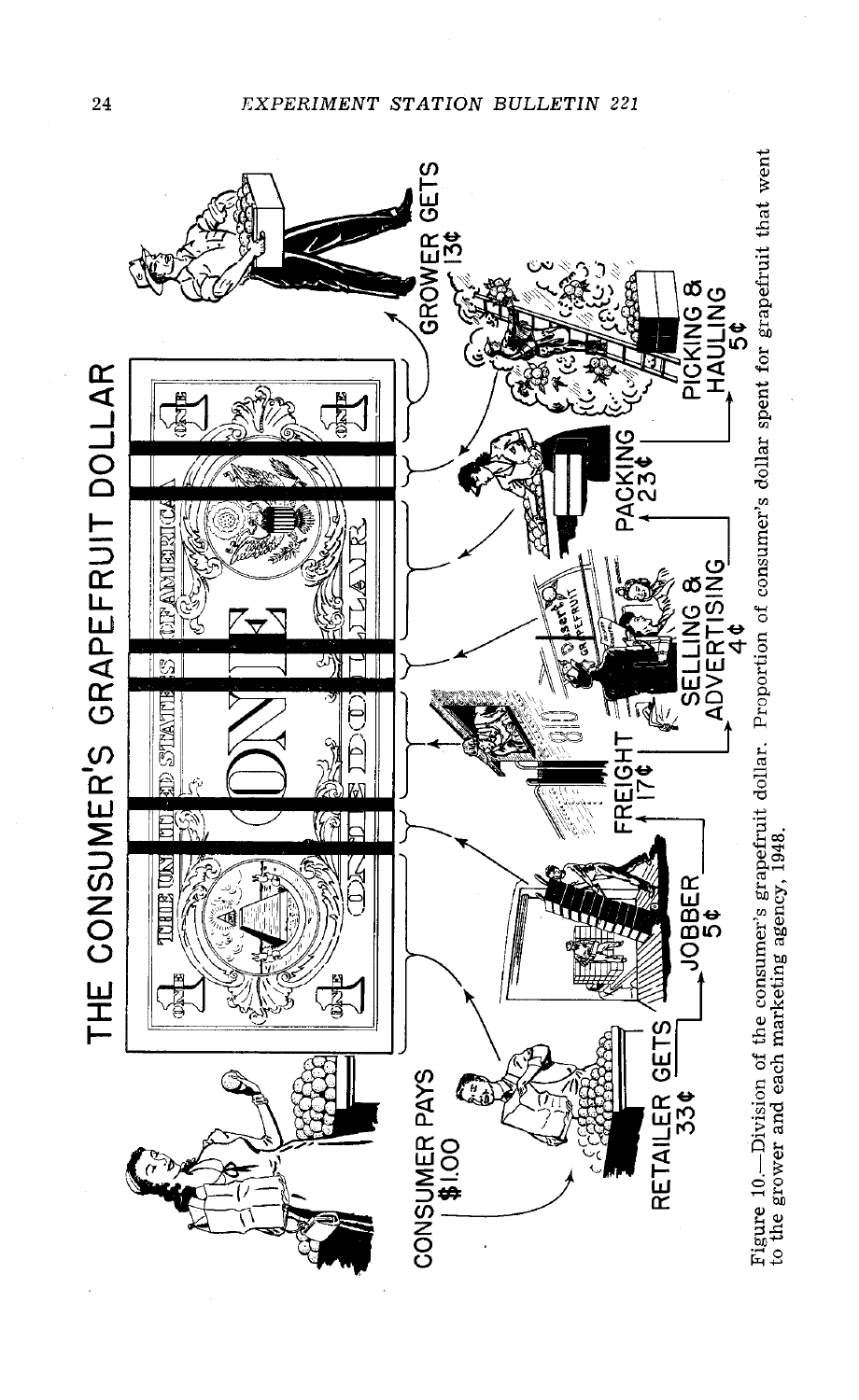THE CONSUMER'S GRAPEFRUIT DOLLAR

CONSUMER PAYS $1.00

RETAILER GETS 33¢

JOBBER 5¢

FREIGHT 17¢

SELLING & ADVERTISING 4¢

PACKING 23¢

PICKING & HAULING 5¢

GROWER GETS 13¢

Figure 10.—Division of the consumer's grapefruit dollar. Proportion of consumer's dollar spent for grapefruit that went to the grower and each marketing agency, 1948.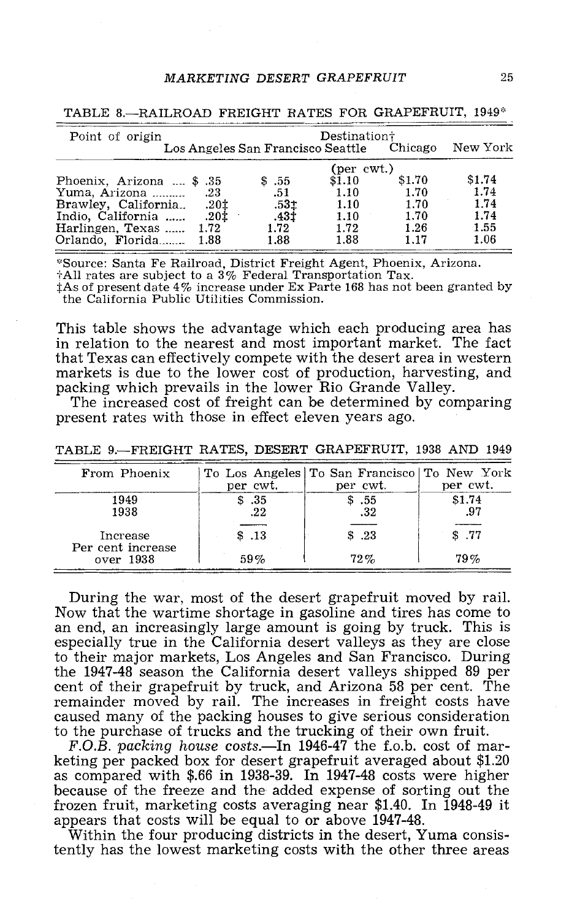TABLE 8.—RAILROAD FREIGHT RATES FOR GRAPEFRUIT, 1949*

| Point of origin | Destination† | | | | |
|---|---|---|---|---|---|
| | Los Angeles | San Francisco | Seattle | Chicago | New York |
| | (per cwt.) | | | | |
| Phoenix, Arizona | $ .35 | $ .55 | $1.10 | $1.70 | $1.74 |
| Yuma, Arizona | .23 | .51 | 1.10 | 1.70 | 1.74 |
| Brawley, California | .20‡ | .53‡ | 1.10 | 1.70 | 1.74 |
| Indio, California | .20‡ | .43‡ | 1.10 | 1.70 | 1.74 |
| Harlingen, Texas | 1.72 | 1.72 | 1.72 | 1.26 | 1.55 |
| Orlando, Florida | 1.88 | 1.88 | 1.88 | 1.17 | 1.06 |

*Source: Santa Fe Railroad, District Freight Agent, Phoenix, Arizona.
†All rates are subject to a 3% Federal Transportation Tax.
‡As of present date 4% increase under Ex Parte 168 has not been granted by the California Public Utilities Commission.

This table shows the advantage which each producing area has in relation to the nearest and most important market. The fact that Texas can effectively compete with the desert area in western markets is due to the lower cost of production, harvesting, and packing which prevails in the lower Rio Grande Valley.

The increased cost of freight can be determined by comparing present rates with those in effect eleven years ago.

TABLE 9.—FREIGHT RATES, DESERT GRAPEFRUIT, 1938 AND 1949

| From Phoenix | To Los Angeles per cwt. | To San Francisco per cwt. | To New York per cwt. |
|---|---|---|---|
| 1949 | $ .35 | $ .55 | $1.74 |
| 1938 | .22 | .32 | .97 |
| Increase | $ .13 | $ .23 | $ .77 |
| Per cent increase over 1938 | 59% | 72% | 79% |

During the war, most of the desert grapefruit moved by rail. Now that the wartime shortage in gasoline and tires has come to an end, an increasingly large amount is going by truck. This is especially true in the California desert valleys as they are close to their major markets, Los Angeles and San Francisco. During the 1947-48 season the California desert valleys shipped 89 per cent of their grapefruit by truck, and Arizona 58 per cent. The remainder moved by rail. The increases in freight costs have caused many of the packing houses to give serious consideration to the purchase of trucks and the trucking of their own fruit.

*F.O.B. packing house costs.*—In 1946-47 the f.o.b. cost of marketing per packed box for desert grapefruit averaged about $1.20 as compared with $.66 in 1938-39. In 1947-48 costs were higher because of the freeze and the added expense of sorting out the frozen fruit, marketing costs averaging near $1.40. In 1948-49 it appears that costs will be equal to or above 1947-48.

Within the four producing districts in the desert, Yuma consistently has the lowest marketing costs with the other three areas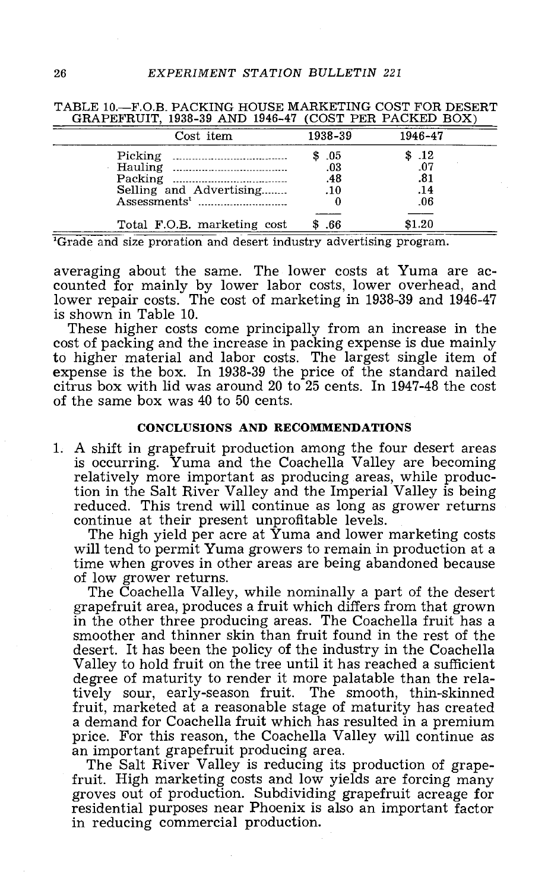TABLE 10.—F.O.B. PACKING HOUSE MARKETING COST FOR DESERT GRAPEFRUIT, 1938-39 AND 1946-47 (COST PER PACKED BOX)

| Cost item | 1938-39 | 1946-47 |
|---|---|---|
| Picking | $ .05 | $ .12 |
| Hauling | .03 | .07 |
| Packing | .48 | .81 |
| Selling and Advertising | .10 | .14 |
| Assessments[1] | 0 | .06 |
| Total F.O.B. marketing cost | $ .66 | $1.20 |

[1]Grade and size proration and desert industry advertising program.

averaging about the same. The lower costs at Yuma are accounted for mainly by lower labor costs, lower overhead, and lower repair costs. The cost of marketing in 1938-39 and 1946-47 is shown in Table 10.

These higher costs come principally from an increase in the cost of packing and the increase in packing expense is due mainly to higher material and labor costs. The largest single item of expense is the box. In 1938-39 the price of the standard nailed citrus box with lid was around 20 to 25 cents. In 1947-48 the cost of the same box was 40 to 50 cents.

## CONCLUSIONS AND RECOMMENDATIONS

1. A shift in grapefruit production among the four desert areas is occurring. Yuma and the Coachella Valley are becoming relatively more important as producing areas, while production in the Salt River Valley and the Imperial Valley is being reduced. This trend will continue as long as grower returns continue at their present unprofitable levels.

   The high yield per acre at Yuma and lower marketing costs will tend to permit Yuma growers to remain in production at a time when groves in other areas are being abandoned because of low grower returns.

   The Coachella Valley, while nominally a part of the desert grapefruit area, produces a fruit which differs from that grown in the other three producing areas. The Coachella fruit has a smoother and thinner skin than fruit found in the rest of the desert. It has been the policy of the industry in the Coachella Valley to hold fruit on the tree until it has reached a sufficient degree of maturity to render it more palatable than the relatively sour, early-season fruit. The smooth, thin-skinned fruit, marketed at a reasonable stage of maturity has created a demand for Coachella fruit which has resulted in a premium price. For this reason, the Coachella Valley will continue as an important grapefruit producing area.

   The Salt River Valley is reducing its production of grapefruit. High marketing costs and low yields are forcing many groves out of production. Subdividing grapefruit acreage for residential purposes near Phoenix is also an important factor in reducing commercial production.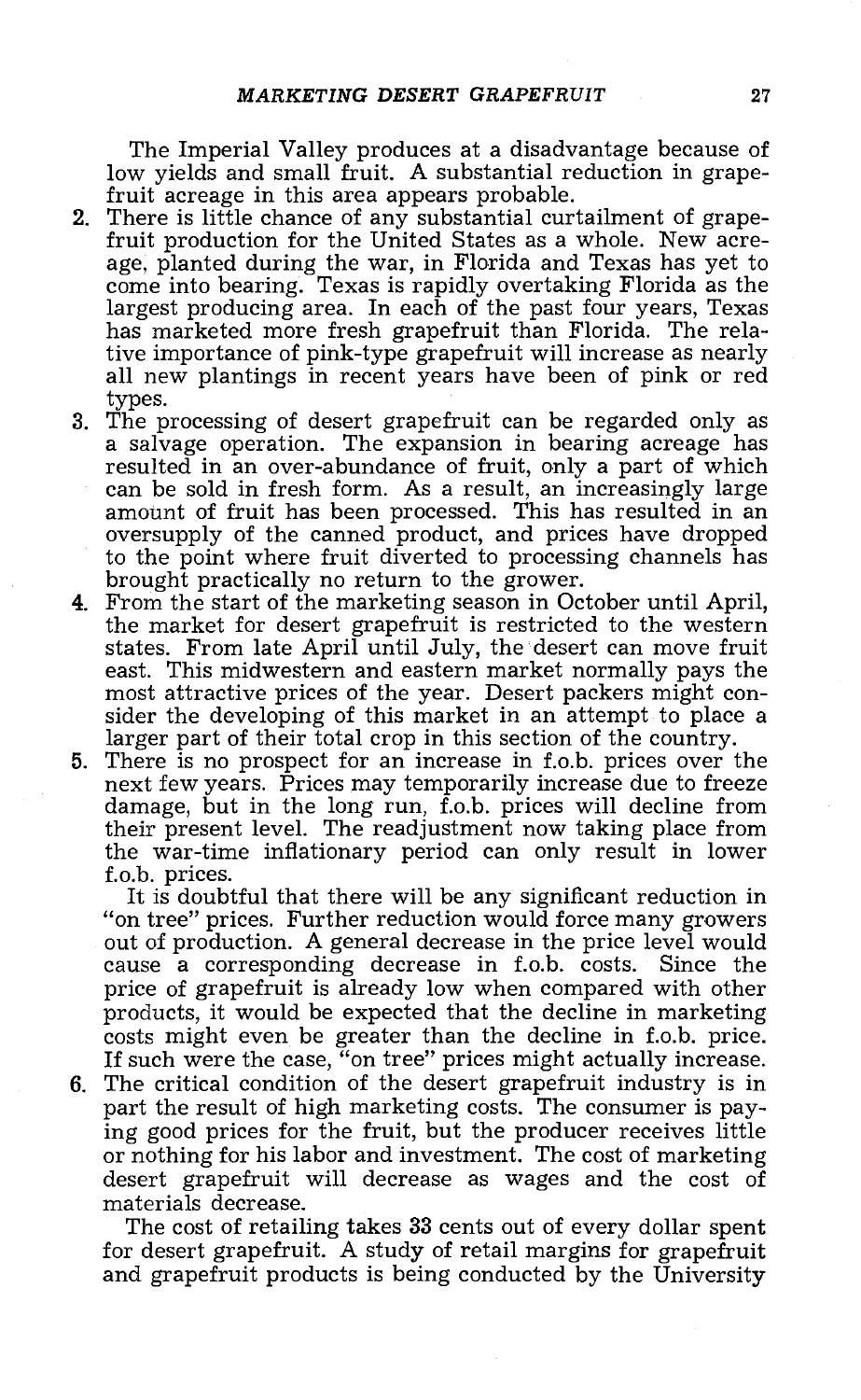The Imperial Valley produces at a disadvantage because of low yields and small fruit. A substantial reduction in grapefruit acreage in this area appears probable.

2. There is little chance of any substantial curtailment of grapefruit production for the United States as a whole. New acreage, planted during the war, in Florida and Texas has yet to come into bearing. Texas is rapidly overtaking Florida as the largest producing area. In each of the past four years, Texas has marketed more fresh grapefruit than Florida. The relative importance of pink-type grapefruit will increase as nearly all new plantings in recent years have been of pink or red types.
3. The processing of desert grapefruit can be regarded only as a salvage operation. The expansion in bearing acreage has resulted in an over-abundance of fruit, only a part of which can be sold in fresh form. As a result, an increasingly large amount of fruit has been processed. This has resulted in an oversupply of the canned product, and prices have dropped to the point where fruit diverted to processing channels has brought practically no return to the grower.
4. From the start of the marketing season in October until April, the market for desert grapefruit is restricted to the western states. From late April until July, the desert can move fruit east. This midwestern and eastern market normally pays the most attractive prices of the year. Desert packers might consider the developing of this market in an attempt to place a larger part of their total crop in this section of the country.
5. There is no prospect for an increase in f.o.b. prices over the next few years. Prices may temporarily increase due to freeze damage, but in the long run, f.o.b. prices will decline from their present level. The readjustment now taking place from the war-time inflationary period can only result in lower f.o.b. prices.

   It is doubtful that there will be any significant reduction in "on tree" prices. Further reduction would force many growers out of production. A general decrease in the price level would cause a corresponding decrease in f.o.b. costs. Since the price of grapefruit is already low when compared with other products, it would be expected that the decline in marketing costs might even be greater than the decline in f.o.b. price. If such were the case, "on tree" prices might actually increase.
6. The critical condition of the desert grapefruit industry is in part the result of high marketing costs. The consumer is paying good prices for the fruit, but the producer receives little or nothing for his labor and investment. The cost of marketing desert grapefruit will decrease as wages and the cost of materials decrease.

   The cost of retailing takes 33 cents out of every dollar spent for desert grapefruit. A study of retail margins for grapefruit and grapefruit products is being conducted by the University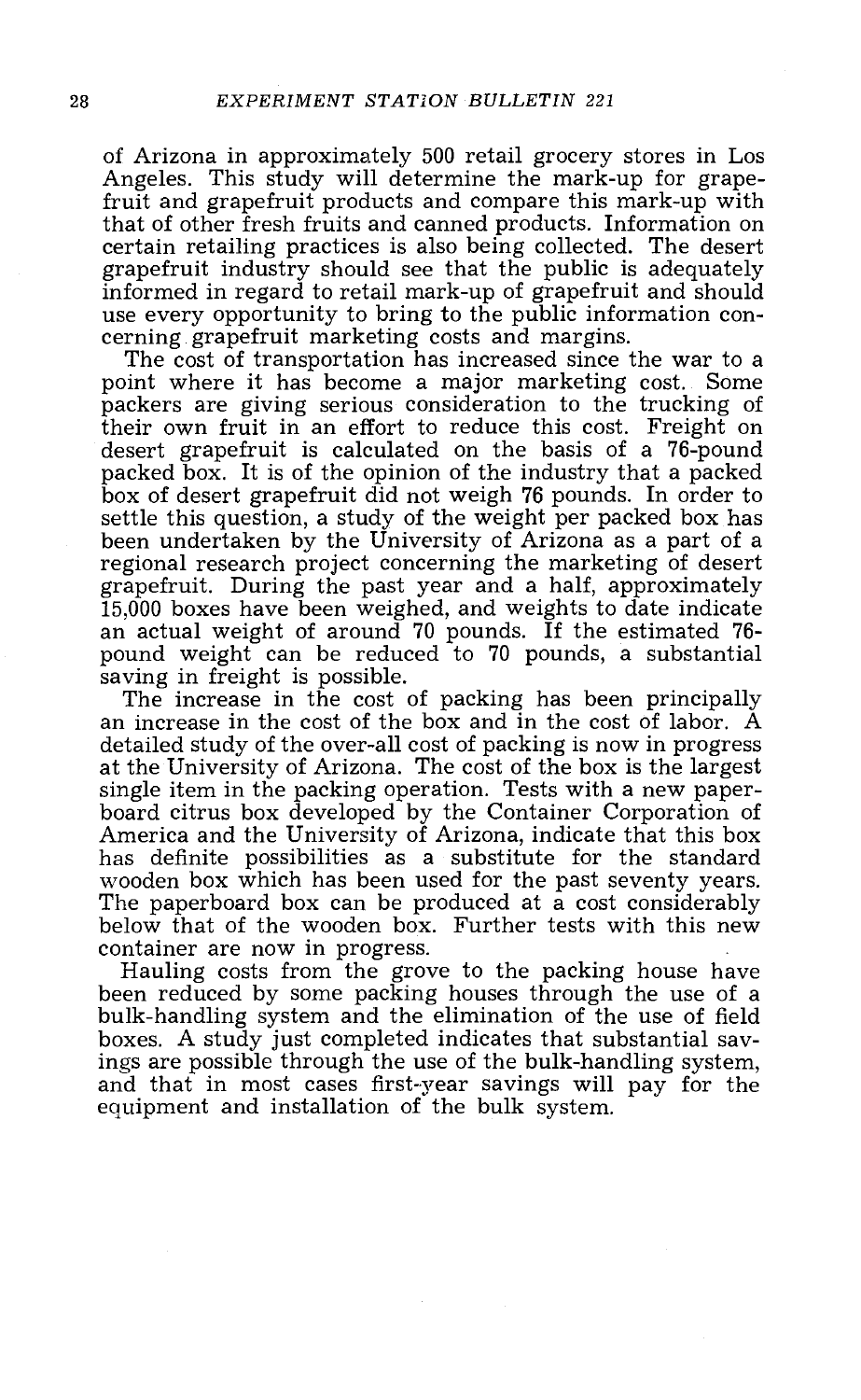of Arizona in approximately 500 retail grocery stores in Los Angeles. This study will determine the mark-up for grapefruit and grapefruit products and compare this mark-up with that of other fresh fruits and canned products. Information on certain retailing practices is also being collected. The desert grapefruit industry should see that the public is adequately informed in regard to retail mark-up of grapefruit and should use every opportunity to bring to the public information concerning grapefruit marketing costs and margins.

The cost of transportation has increased since the war to a point where it has become a major marketing cost. Some packers are giving serious consideration to the trucking of their own fruit in an effort to reduce this cost. Freight on desert grapefruit is calculated on the basis of a 76-pound packed box. It is of the opinion of the industry that a packed box of desert grapefruit did not weigh 76 pounds. In order to settle this question, a study of the weight per packed box has been undertaken by the University of Arizona as a part of a regional research project concerning the marketing of desert grapefruit. During the past year and a half, approximately 15,000 boxes have been weighed, and weights to date indicate an actual weight of around 70 pounds. If the estimated 76-pound weight can be reduced to 70 pounds, a substantial saving in freight is possible.

The increase in the cost of packing has been principally an increase in the cost of the box and in the cost of labor. A detailed study of the over-all cost of packing is now in progress at the University of Arizona. The cost of the box is the largest single item in the packing operation. Tests with a new paperboard citrus box developed by the Container Corporation of America and the University of Arizona, indicate that this box has definite possibilities as a substitute for the standard wooden box which has been used for the past seventy years. The paperboard box can be produced at a cost considerably below that of the wooden box. Further tests with this new container are now in progress.

Hauling costs from the grove to the packing house have been reduced by some packing houses through the use of a bulk-handling system and the elimination of the use of field boxes. A study just completed indicates that substantial savings are possible through the use of the bulk-handling system, and that in most cases first-year savings will pay for the equipment and installation of the bulk system.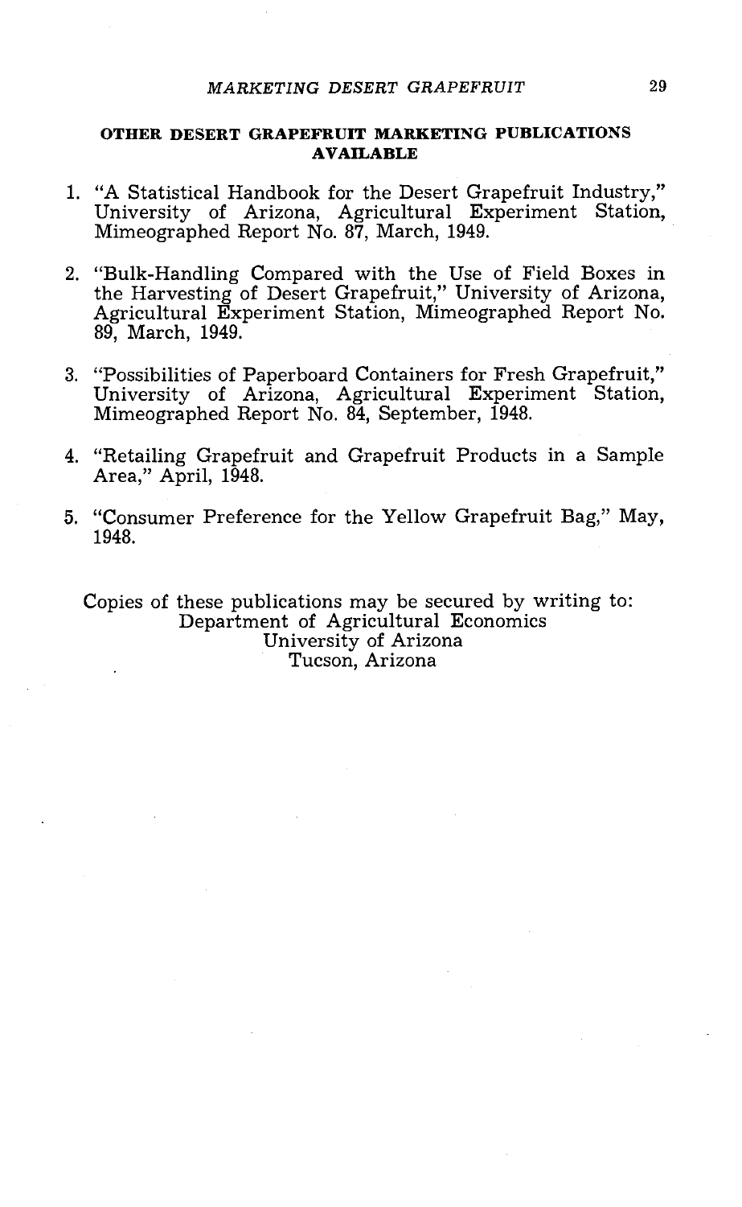## OTHER DESERT GRAPEFRUIT MARKETING PUBLICATIONS AVAILABLE

1. "A Statistical Handbook for the Desert Grapefruit Industry," University of Arizona, Agricultural Experiment Station, Mimeographed Report No. 87, March, 1949.

2. "Bulk-Handling Compared with the Use of Field Boxes in the Harvesting of Desert Grapefruit," University of Arizona, Agricultural Experiment Station, Mimeographed Report No. 89, March, 1949.

3. "Possibilities of Paperboard Containers for Fresh Grapefruit," University of Arizona, Agricultural Experiment Station, Mimeographed Report No. 84, September, 1948.

4. "Retailing Grapefruit and Grapefruit Products in a Sample Area," April, 1948.

5. "Consumer Preference for the Yellow Grapefruit Bag," May, 1948.

Copies of these publications may be secured by writing to:
Department of Agricultural Economics
University of Arizona
Tucson, Arizona